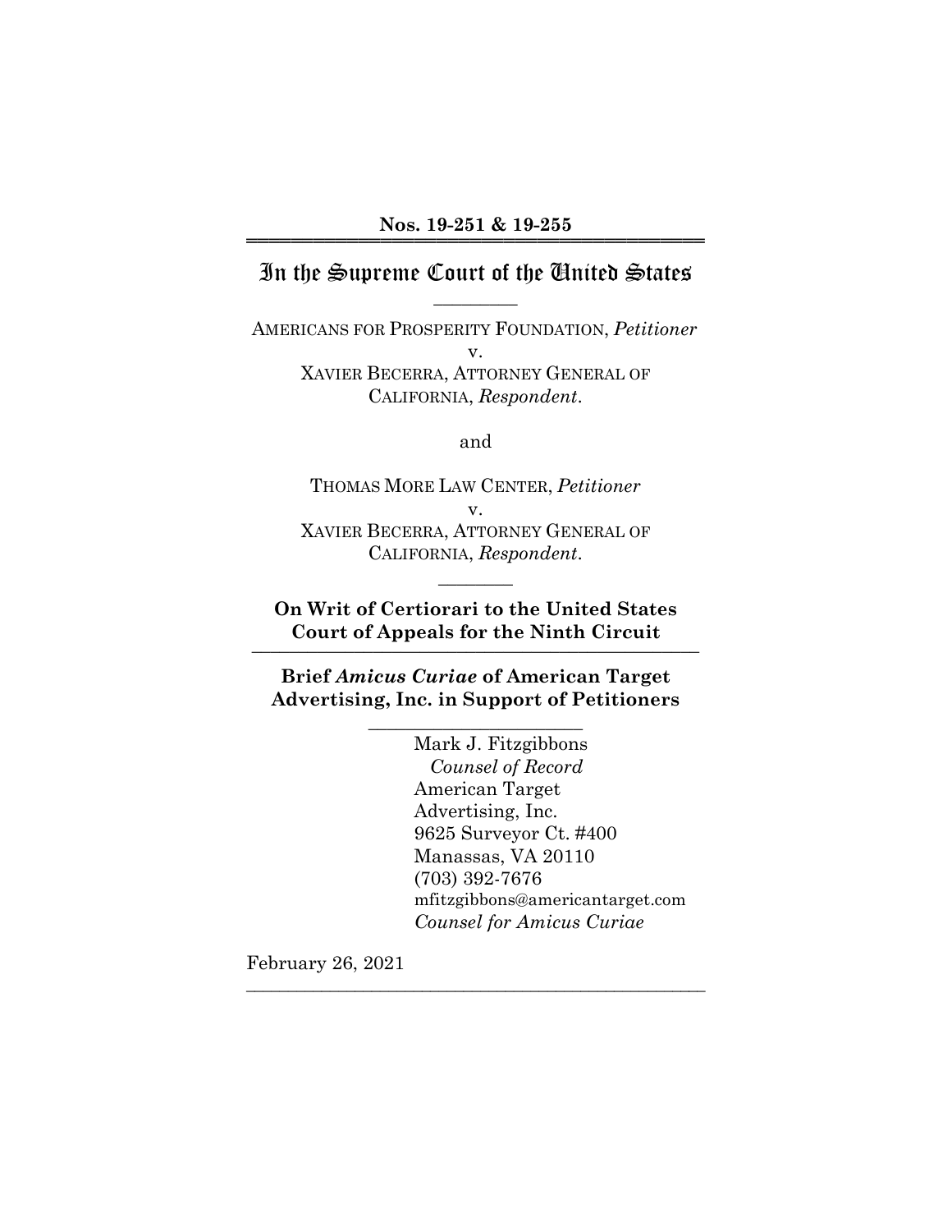**Nos. 19-251 & 19-255**

# In the Supreme Court of the United States

AMERICANS FOR PROSPERITY FOUNDATION, *Petitioner*
v.
XAVIER BECERRA, ATTORNEY GENERAL OF CALIFORNIA, *Respondent*.

and

THOMAS MORE LAW CENTER, *Petitioner*
v.
XAVIER BECERRA, ATTORNEY GENERAL OF CALIFORNIA, *Respondent*.

**On Writ of Certiorari to the United States Court of Appeals for the Ninth Circuit**

**Brief *Amicus Curiae* of American Target Advertising, Inc. in Support of Petitioners**

Mark J. Fitzgibbons
*Counsel of Record*
American Target Advertising, Inc.
9625 Surveyor Ct. #400
Manassas, VA 20110
(703) 392-7676
mfitzgibbons@americantarget.com
*Counsel for Amicus Curiae*

February 26, 2021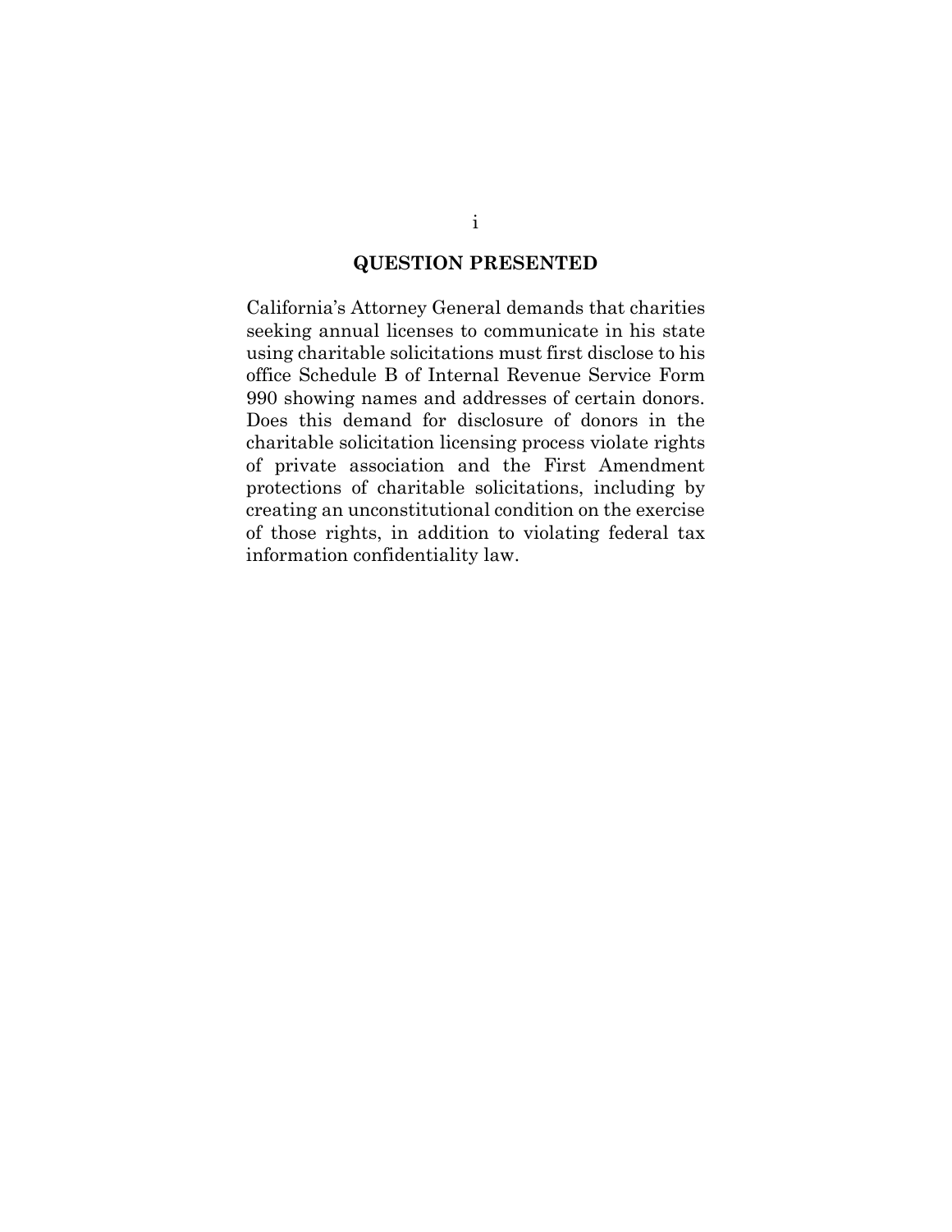## QUESTION PRESENTED

California's Attorney General demands that charities seeking annual licenses to communicate in his state using charitable solicitations must first disclose to his office Schedule B of Internal Revenue Service Form 990 showing names and addresses of certain donors. Does this demand for disclosure of donors in the charitable solicitation licensing process violate rights of private association and the First Amendment protections of charitable solicitations, including by creating an unconstitutional condition on the exercise of those rights, in addition to violating federal tax information confidentiality law.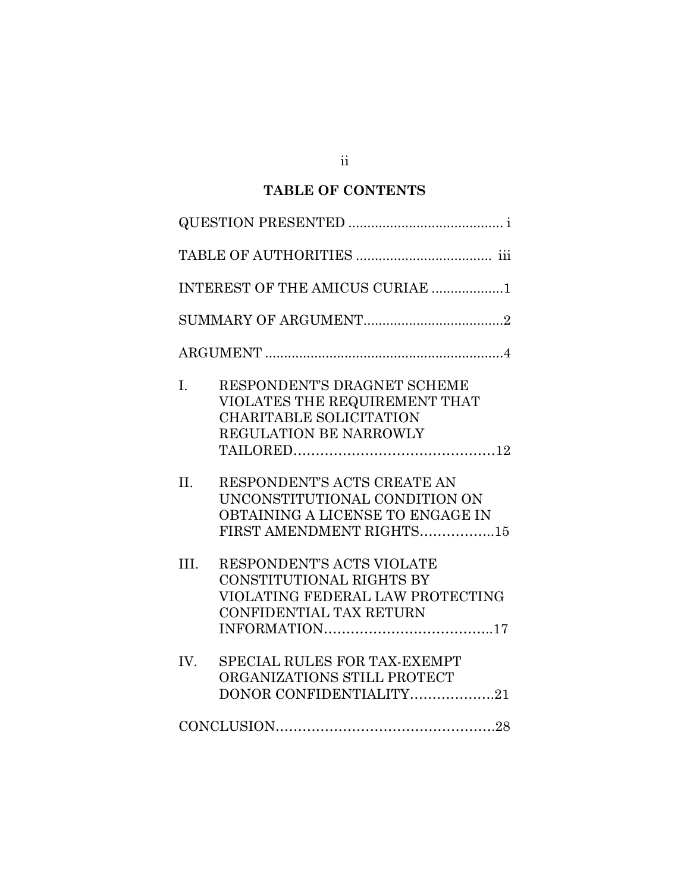## TABLE OF CONTENTS

QUESTION PRESENTED ......................................... i

TABLE OF AUTHORITIES .................................... iii

INTEREST OF THE AMICUS CURIAE ...................1

SUMMARY OF ARGUMENT.....................................2

ARGUMENT ...............................................................4

I. RESPONDENT'S DRAGNET SCHEME VIOLATES THE REQUIREMENT THAT CHARITABLE SOLICITATION REGULATION BE NARROWLY TAILORED.............................................12

II. RESPONDENT'S ACTS CREATE AN UNCONSTITUTIONAL CONDITION ON OBTAINING A LICENSE TO ENGAGE IN FIRST AMENDMENT RIGHTS.................15

III. RESPONDENT'S ACTS VIOLATE CONSTITUTIONAL RIGHTS BY VIOLATING FEDERAL LAW PROTECTING CONFIDENTIAL TAX RETURN INFORMATION.......................................17

IV. SPECIAL RULES FOR TAX-EXEMPT ORGANIZATIONS STILL PROTECT DONOR CONFIDENTIALITY...................21

CONCLUSION.................................................28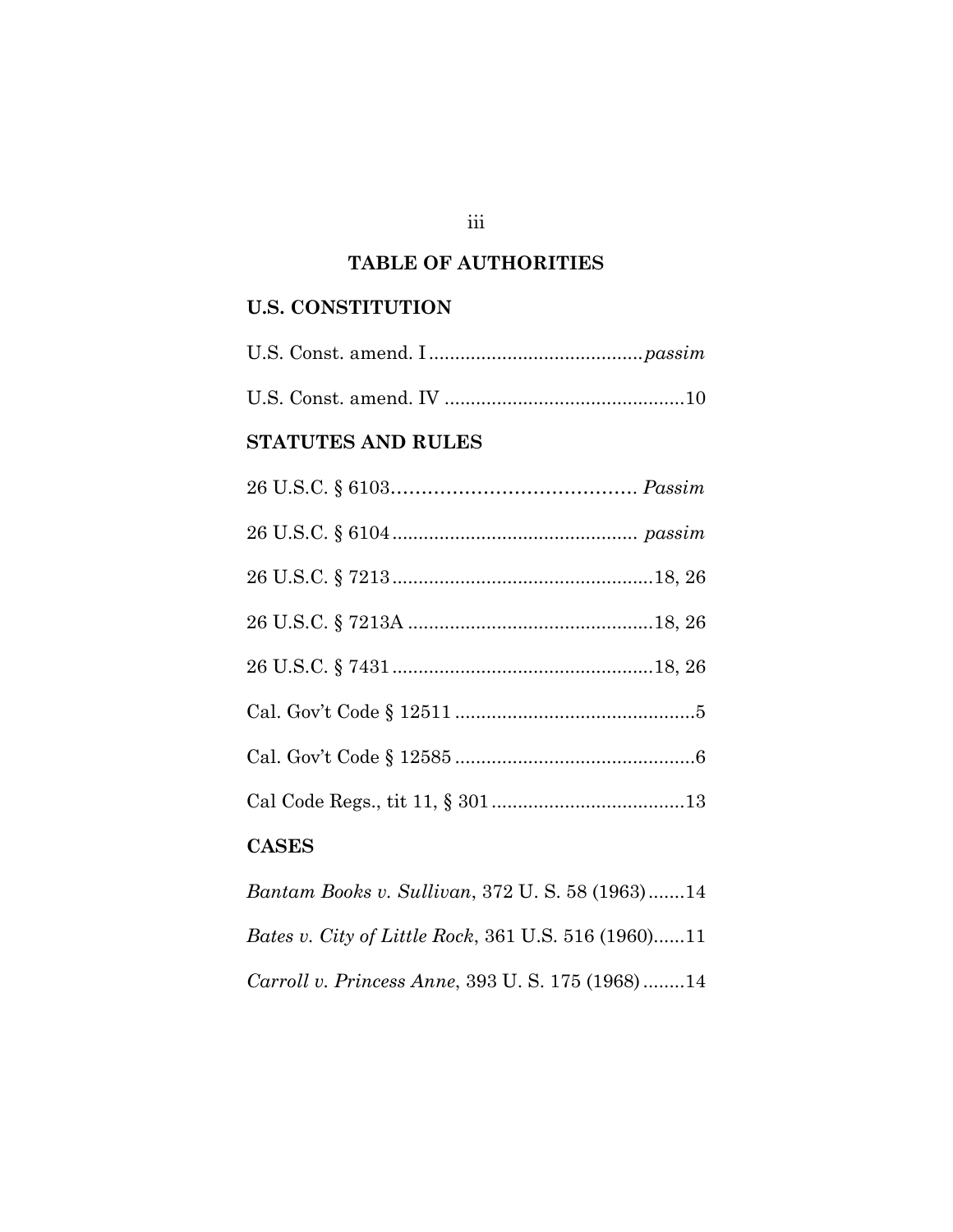# TABLE OF AUTHORITIES

## U.S. CONSTITUTION

U.S. Const. amend. I ........................................ *passim*

U.S. Const. amend. IV .............................................. 10

## STATUTES AND RULES

26 U.S.C. § 6103........................................ *Passim*

26 U.S.C. § 6104 ............................................... *passim*

26 U.S.C. § 7213 ................................................. 18, 26

26 U.S.C. § 7213A ............................................... 18, 26

26 U.S.C. § 7431 ................................................. 18, 26

Cal. Gov't Code § 12511 .............................................. 5

Cal. Gov't Code § 12585 .............................................. 6

Cal Code Regs., tit 11, § 301 ..................................... 13

## CASES

*Bantam Books v. Sullivan*, 372 U. S. 58 (1963) ....... 14

*Bates v. City of Little Rock*, 361 U.S. 516 (1960) ...... 11

*Carroll v. Princess Anne*, 393 U. S. 175 (1968) ........ 14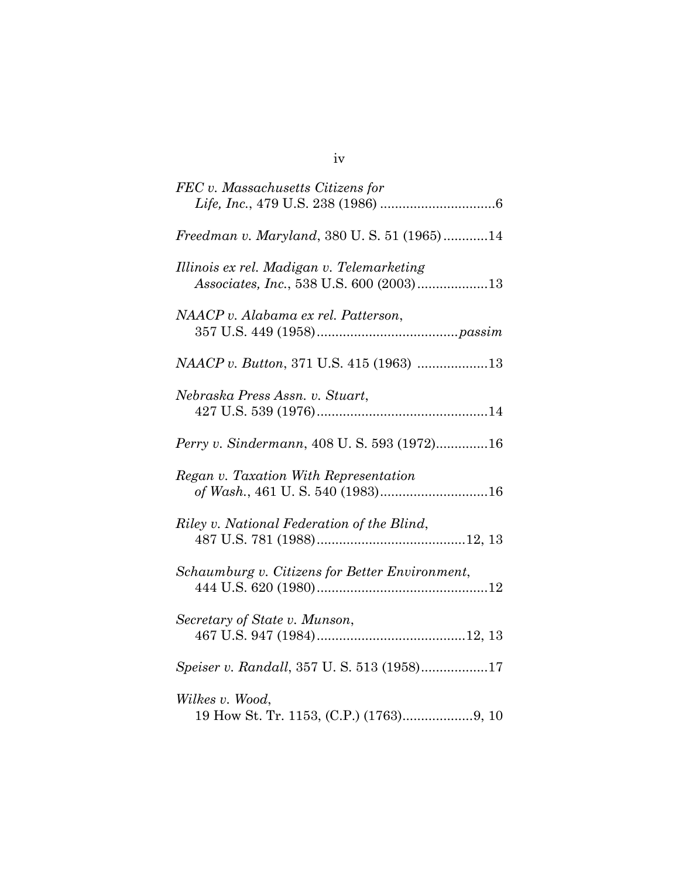*FEC v. Massachusetts Citizens for Life, Inc.*, 479 U.S. 238 (1986) ...............................6

*Freedman v. Maryland*, 380 U. S. 51 (1965) ............14

*Illinois ex rel. Madigan v. Telemarketing Associates, Inc.*, 538 U.S. 600 (2003) ...................13

*NAACP v. Alabama ex rel. Patterson*, 357 U.S. 449 (1958) ...................................... *passim*

*NAACP v. Button*, 371 U.S. 415 (1963) ...................13

*Nebraska Press Assn. v. Stuart*, 427 U.S. 539 (1976) ..............................................14

*Perry v. Sindermann*, 408 U. S. 593 (1972) ..............16

*Regan v. Taxation With Representation of Wash.*, 461 U. S. 540 (1983) .............................16

*Riley v. National Federation of the Blind*, 487 U.S. 781 (1988) ........................................12, 13

*Schaumburg v. Citizens for Better Environment*, 444 U.S. 620 (1980) ..............................................12

*Secretary of State v. Munson*, 467 U.S. 947 (1984) ........................................12, 13

*Speiser v. Randall*, 357 U. S. 513 (1958) ..................17

*Wilkes v. Wood*, 19 How St. Tr. 1153, (C.P.) (1763) ...................9, 10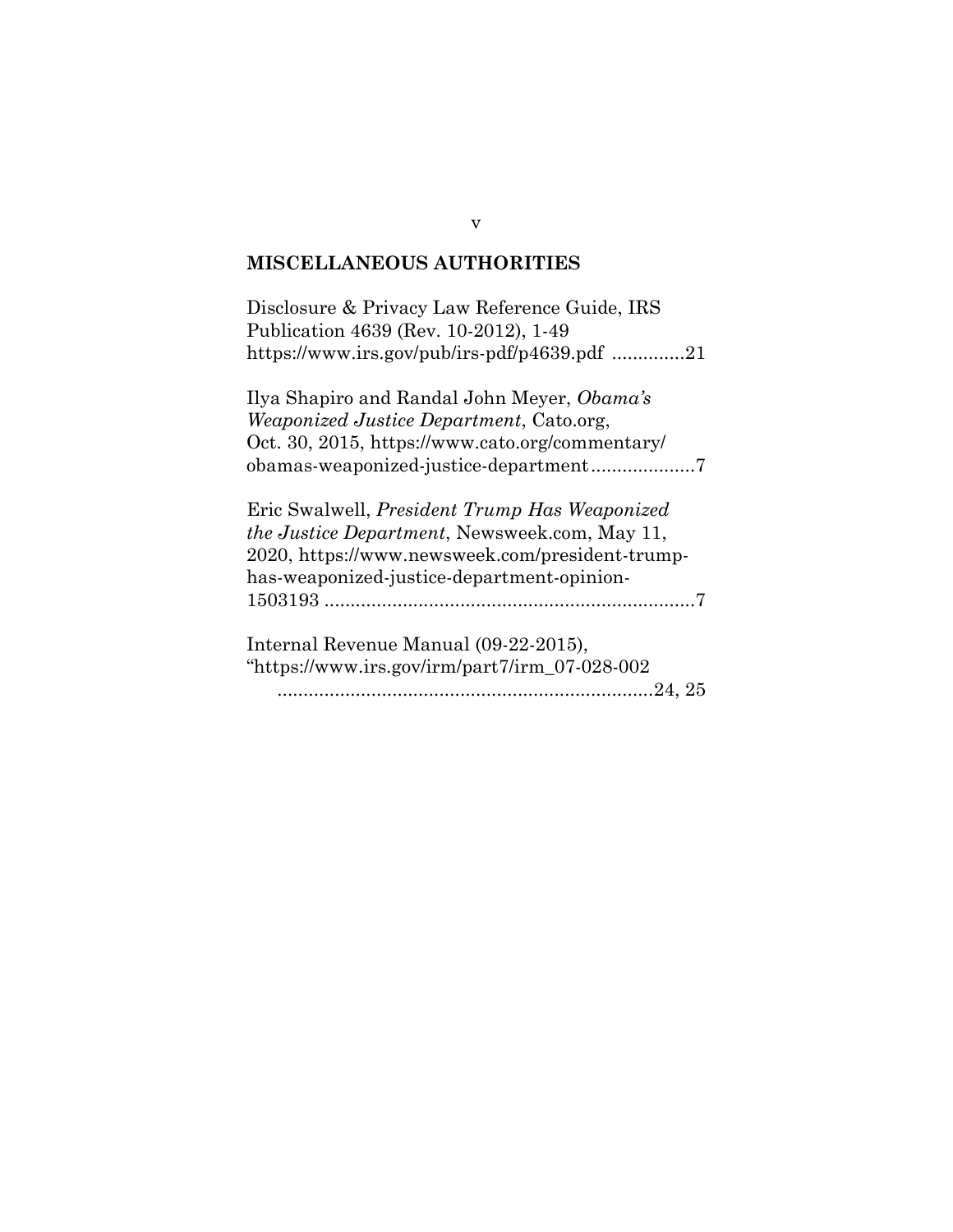## MISCELLANEOUS AUTHORITIES

Disclosure & Privacy Law Reference Guide, IRS Publication 4639 (Rev. 10-2012), 1-49 https://www.irs.gov/pub/irs-pdf/p4639.pdf ..............21

Ilya Shapiro and Randal John Meyer, *Obama's Weaponized Justice Department*, Cato.org, Oct. 30, 2015, https://www.cato.org/commentary/obamas-weaponized-justice-department....................7

Eric Swalwell, *President Trump Has Weaponized the Justice Department*, Newsweek.com, May 11, 2020, https://www.newsweek.com/president-trump-has-weaponized-justice-department-opinion-1503193 .......................................................................7

Internal Revenue Manual (09-22-2015), "https://www.irs.gov/irm/part7/irm_07-028-002 ........................................................................24, 25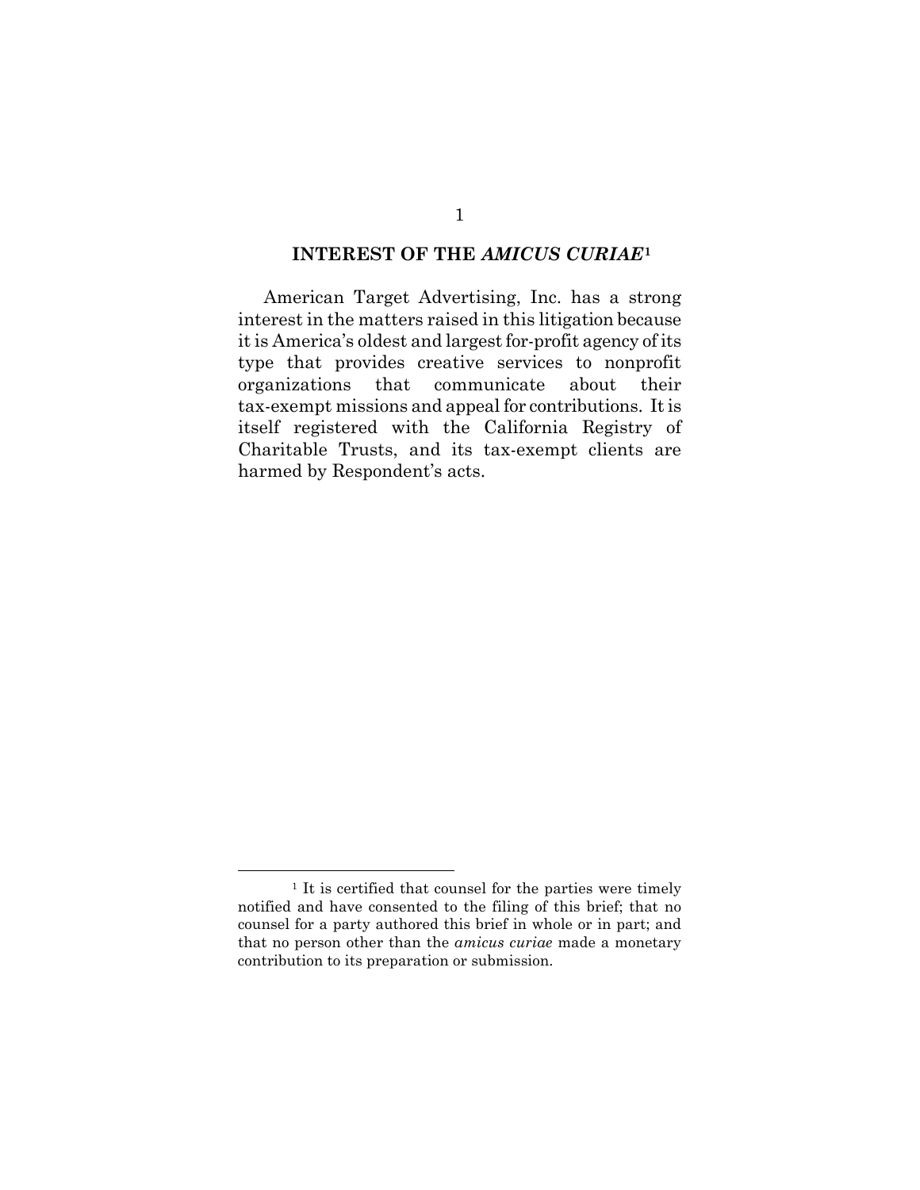## INTEREST OF THE *AMICUS CURIAE*[1]

American Target Advertising, Inc. has a strong interest in the matters raised in this litigation because it is America's oldest and largest for-profit agency of its type that provides creative services to nonprofit organizations that communicate about their tax-exempt missions and appeal for contributions. It is itself registered with the California Registry of Charitable Trusts, and its tax-exempt clients are harmed by Respondent's acts.

---

[1] It is certified that counsel for the parties were timely notified and have consented to the filing of this brief; that no counsel for a party authored this brief in whole or in part; and that no person other than the *amicus curiae* made a monetary contribution to its preparation or submission.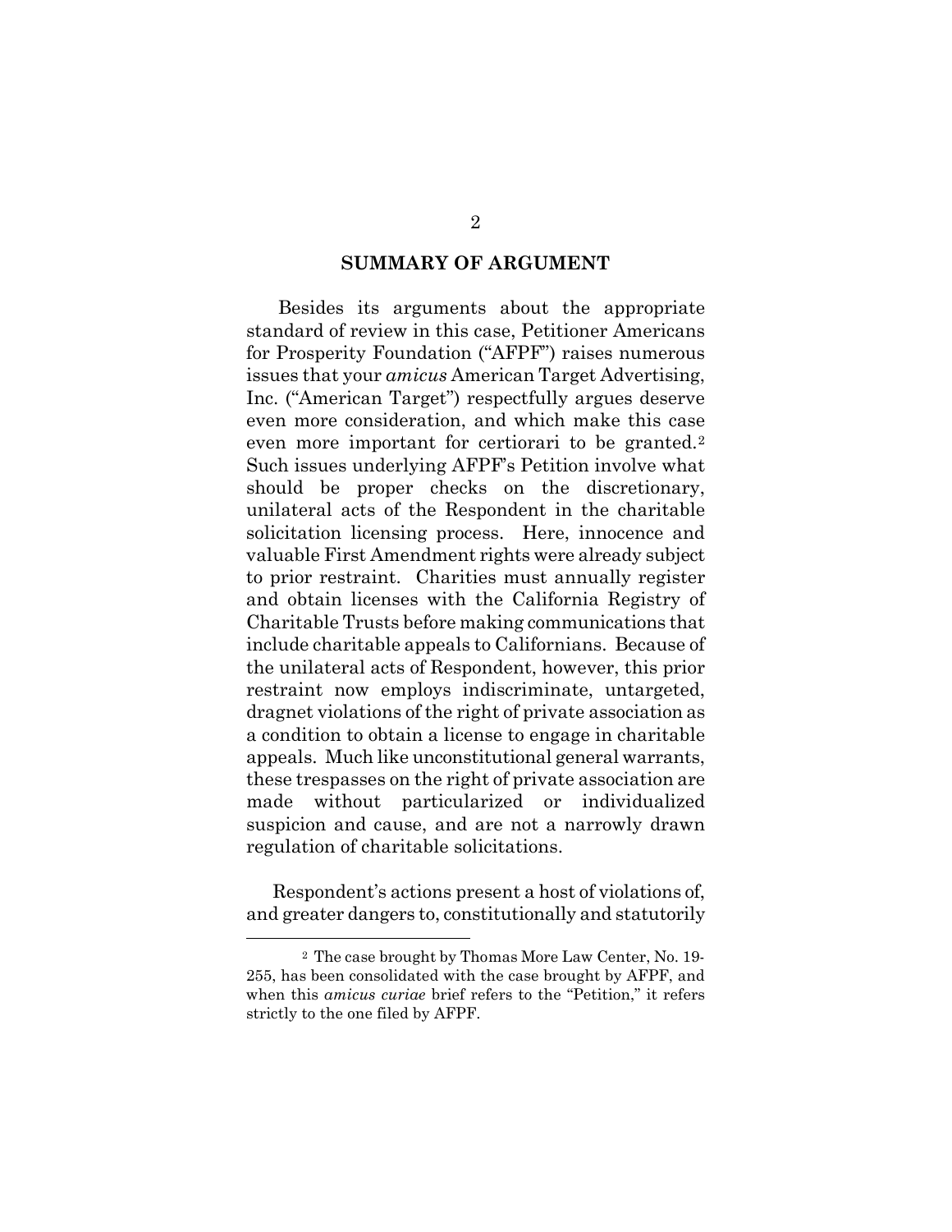## SUMMARY OF ARGUMENT

Besides its arguments about the appropriate standard of review in this case, Petitioner Americans for Prosperity Foundation ("AFPF") raises numerous issues that your *amicus* American Target Advertising, Inc. ("American Target") respectfully argues deserve even more consideration, and which make this case even more important for certiorari to be granted.[2] Such issues underlying AFPF's Petition involve what should be proper checks on the discretionary, unilateral acts of the Respondent in the charitable solicitation licensing process. Here, innocence and valuable First Amendment rights were already subject to prior restraint. Charities must annually register and obtain licenses with the California Registry of Charitable Trusts before making communications that include charitable appeals to Californians. Because of the unilateral acts of Respondent, however, this prior restraint now employs indiscriminate, untargeted, dragnet violations of the right of private association as a condition to obtain a license to engage in charitable appeals. Much like unconstitutional general warrants, these trespasses on the right of private association are made without particularized or individualized suspicion and cause, and are not a narrowly drawn regulation of charitable solicitations.

Respondent's actions present a host of violations of, and greater dangers to, constitutionally and statutorily

[2] The case brought by Thomas More Law Center, No. 19-255, has been consolidated with the case brought by AFPF, and when this *amicus curiae* brief refers to the "Petition," it refers strictly to the one filed by AFPF.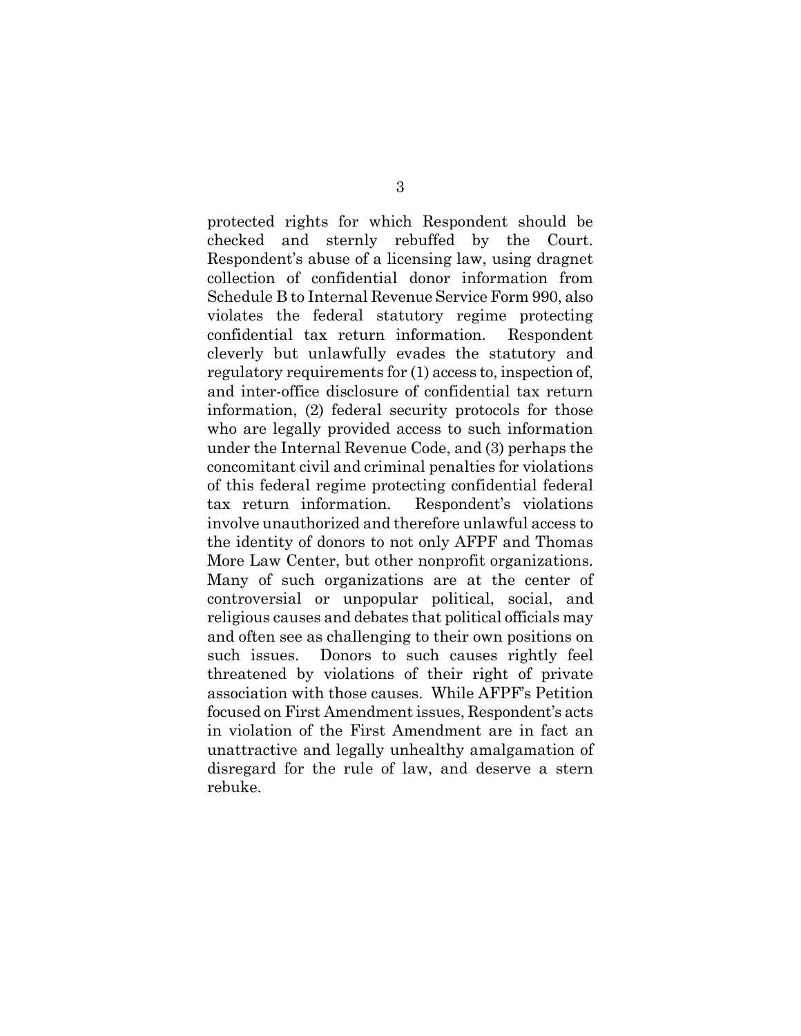protected rights for which Respondent should be checked and sternly rebuffed by the Court. Respondent's abuse of a licensing law, using dragnet collection of confidential donor information from Schedule B to Internal Revenue Service Form 990, also violates the federal statutory regime protecting confidential tax return information. Respondent cleverly but unlawfully evades the statutory and regulatory requirements for (1) access to, inspection of, and inter-office disclosure of confidential tax return information, (2) federal security protocols for those who are legally provided access to such information under the Internal Revenue Code, and (3) perhaps the concomitant civil and criminal penalties for violations of this federal regime protecting confidential federal tax return information. Respondent's violations involve unauthorized and therefore unlawful access to the identity of donors to not only AFPF and Thomas More Law Center, but other nonprofit organizations. Many of such organizations are at the center of controversial or unpopular political, social, and religious causes and debates that political officials may and often see as challenging to their own positions on such issues. Donors to such causes rightly feel threatened by violations of their right of private association with those causes. While AFPF's Petition focused on First Amendment issues, Respondent's acts in violation of the First Amendment are in fact an unattractive and legally unhealthy amalgamation of disregard for the rule of law, and deserve a stern rebuke.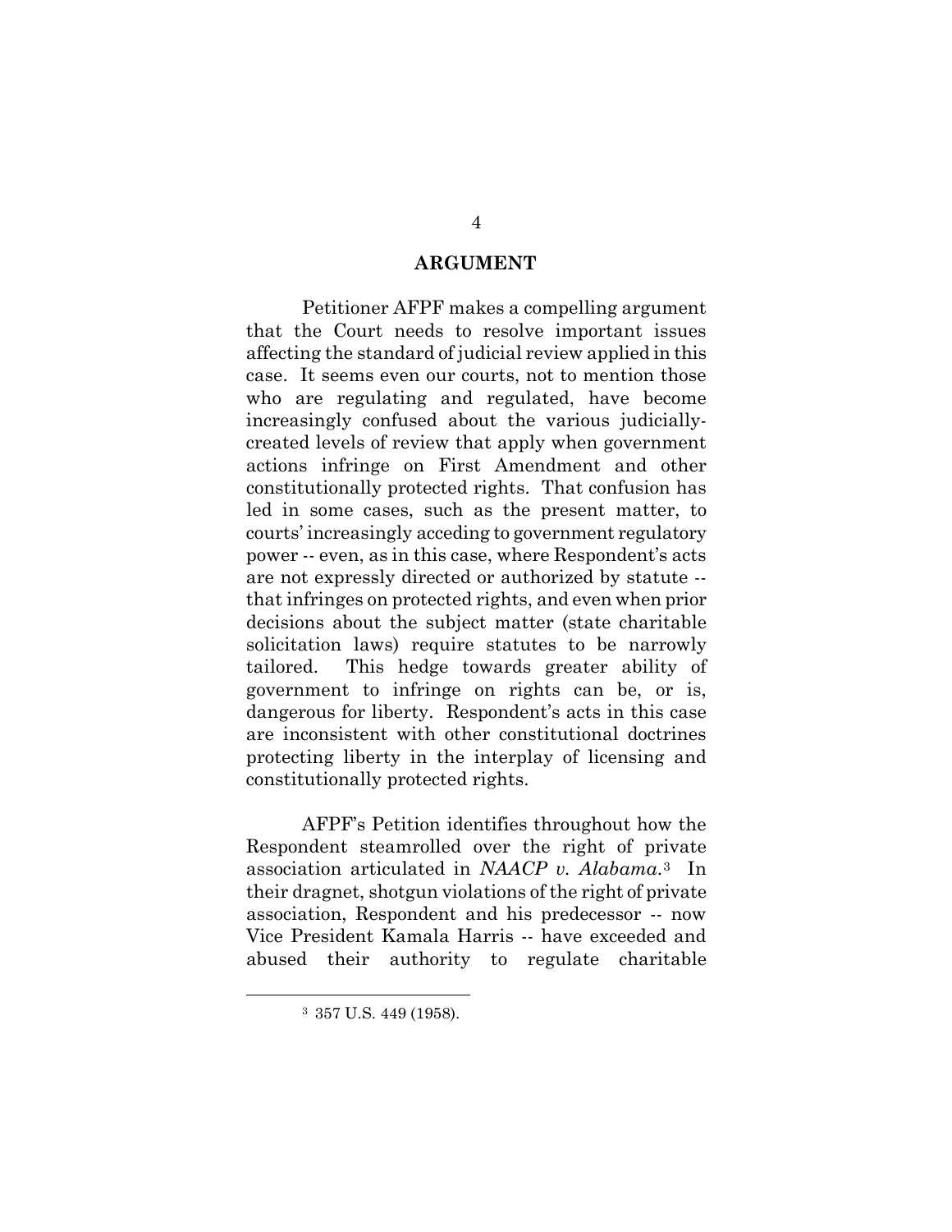# ARGUMENT

Petitioner AFPF makes a compelling argument that the Court needs to resolve important issues affecting the standard of judicial review applied in this case. It seems even our courts, not to mention those who are regulating and regulated, have become increasingly confused about the various judicially-created levels of review that apply when government actions infringe on First Amendment and other constitutionally protected rights. That confusion has led in some cases, such as the present matter, to courts' increasingly acceding to government regulatory power -- even, as in this case, where Respondent's acts are not expressly directed or authorized by statute -- that infringes on protected rights, and even when prior decisions about the subject matter (state charitable solicitation laws) require statutes to be narrowly tailored. This hedge towards greater ability of government to infringe on rights can be, or is, dangerous for liberty. Respondent's acts in this case are inconsistent with other constitutional doctrines protecting liberty in the interplay of licensing and constitutionally protected rights.

AFPF's Petition identifies throughout how the Respondent steamrolled over the right of private association articulated in *NAACP v. Alabama*.[3] In their dragnet, shotgun violations of the right of private association, Respondent and his predecessor -- now Vice President Kamala Harris -- have exceeded and abused their authority to regulate charitable

[3] 357 U.S. 449 (1958).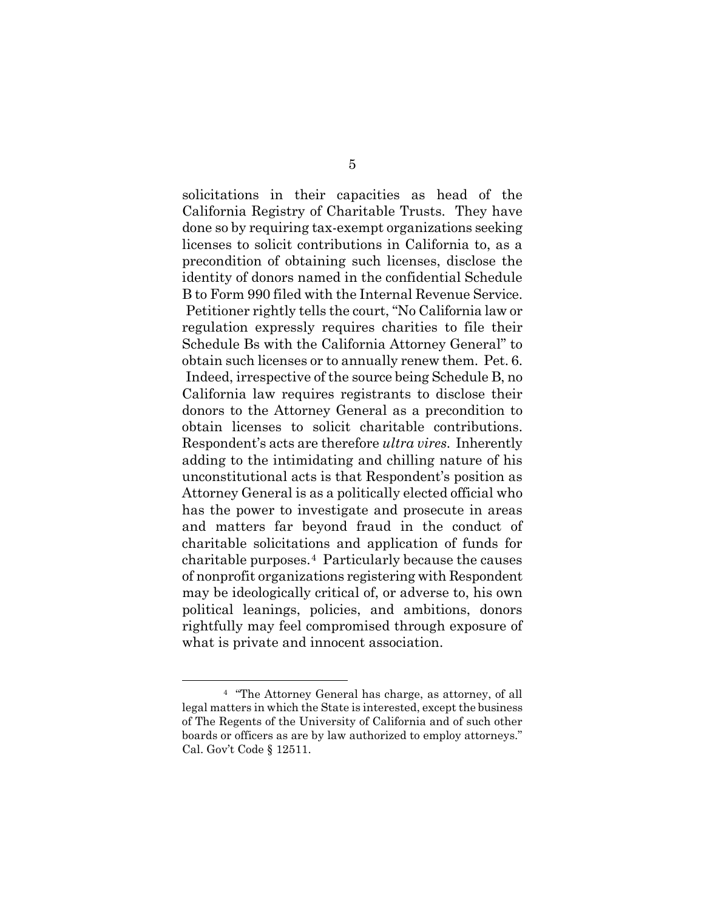solicitations in their capacities as head of the California Registry of Charitable Trusts. They have done so by requiring tax-exempt organizations seeking licenses to solicit contributions in California to, as a precondition of obtaining such licenses, disclose the identity of donors named in the confidential Schedule B to Form 990 filed with the Internal Revenue Service. Petitioner rightly tells the court, "No California law or regulation expressly requires charities to file their Schedule Bs with the California Attorney General" to obtain such licenses or to annually renew them. Pet. 6. Indeed, irrespective of the source being Schedule B, no California law requires registrants to disclose their donors to the Attorney General as a precondition to obtain licenses to solicit charitable contributions. Respondent's acts are therefore *ultra vires*. Inherently adding to the intimidating and chilling nature of his unconstitutional acts is that Respondent's position as Attorney General is as a politically elected official who has the power to investigate and prosecute in areas and matters far beyond fraud in the conduct of charitable solicitations and application of funds for charitable purposes.[4] Particularly because the causes of nonprofit organizations registering with Respondent may be ideologically critical of, or adverse to, his own political leanings, policies, and ambitions, donors rightfully may feel compromised through exposure of what is private and innocent association.

[4] "The Attorney General has charge, as attorney, of all legal matters in which the State is interested, except the business of The Regents of the University of California and of such other boards or officers as are by law authorized to employ attorneys." Cal. Gov't Code § 12511.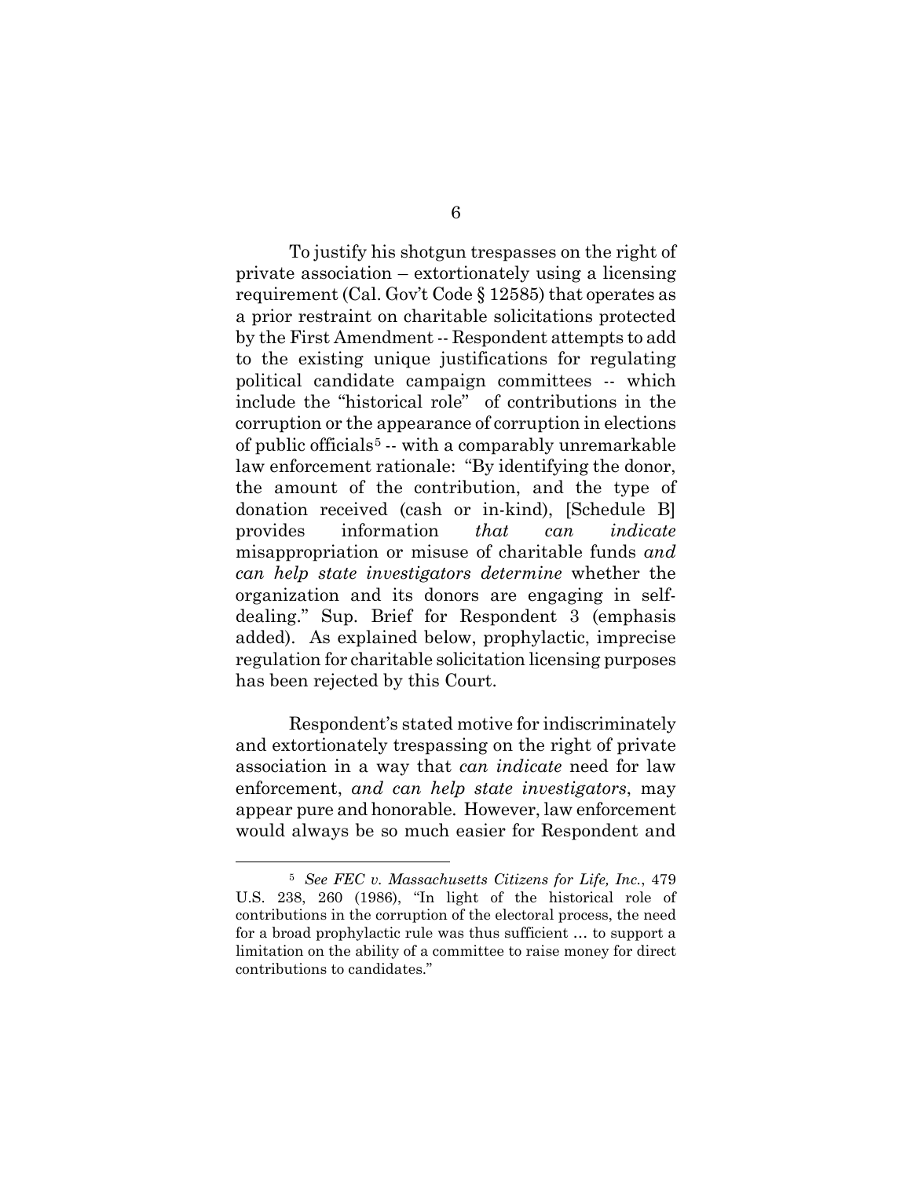To justify his shotgun trespasses on the right of private association – extortionately using a licensing requirement (Cal. Gov't Code § 12585) that operates as a prior restraint on charitable solicitations protected by the First Amendment -- Respondent attempts to add to the existing unique justifications for regulating political candidate campaign committees -- which include the "historical role" of contributions in the corruption or the appearance of corruption in elections of public officials[5] -- with a comparably unremarkable law enforcement rationale: "By identifying the donor, the amount of the contribution, and the type of donation received (cash or in-kind), [Schedule B] provides information *that can indicate* misappropriation or misuse of charitable funds *and can help state investigators determine* whether the organization and its donors are engaging in self-dealing." Sup. Brief for Respondent 3 (emphasis added). As explained below, prophylactic, imprecise regulation for charitable solicitation licensing purposes has been rejected by this Court.

Respondent's stated motive for indiscriminately and extortionately trespassing on the right of private association in a way that *can indicate* need for law enforcement, *and can help state investigators*, may appear pure and honorable. However, law enforcement would always be so much easier for Respondent and

---

[5] *See FEC v. Massachusetts Citizens for Life, Inc.*, 479 U.S. 238, 260 (1986), "In light of the historical role of contributions in the corruption of the electoral process, the need for a broad prophylactic rule was thus sufficient … to support a limitation on the ability of a committee to raise money for direct contributions to candidates."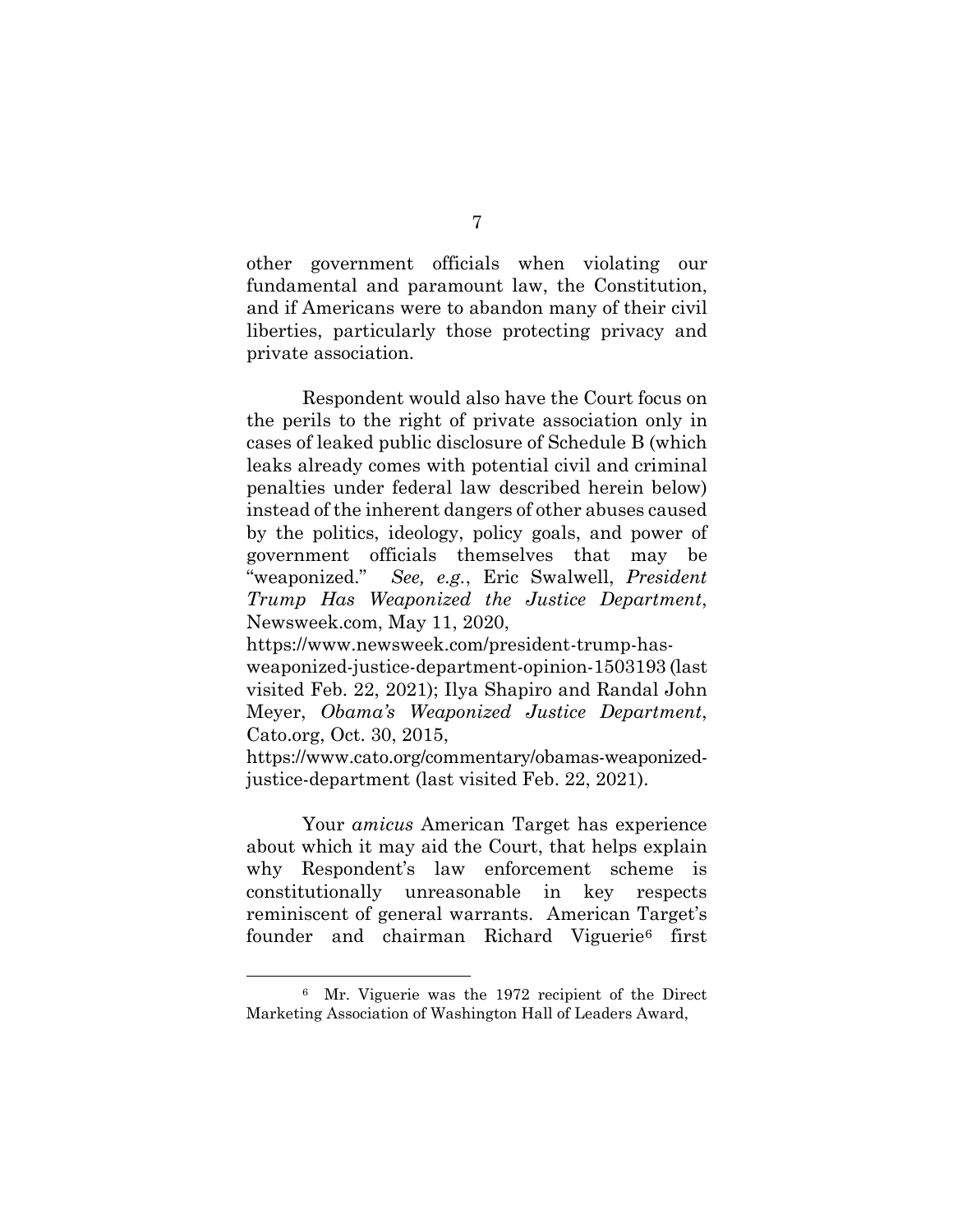other government officials when violating our fundamental and paramount law, the Constitution, and if Americans were to abandon many of their civil liberties, particularly those protecting privacy and private association.

Respondent would also have the Court focus on the perils to the right of private association only in cases of leaked public disclosure of Schedule B (which leaks already comes with potential civil and criminal penalties under federal law described herein below) instead of the inherent dangers of other abuses caused by the politics, ideology, policy goals, and power of government officials themselves that may be "weaponized." *See, e.g.*, Eric Swalwell, *President Trump Has Weaponized the Justice Department*, Newsweek.com, May 11, 2020, https://www.newsweek.com/president-trump-has-weaponized-justice-department-opinion-1503193 (last visited Feb. 22, 2021); Ilya Shapiro and Randal John Meyer, *Obama's Weaponized Justice Department*, Cato.org, Oct. 30, 2015, https://www.cato.org/commentary/obamas-weaponized-justice-department (last visited Feb. 22, 2021).

Your *amicus* American Target has experience about which it may aid the Court, that helps explain why Respondent's law enforcement scheme is constitutionally unreasonable in key respects reminiscent of general warrants. American Target's founder and chairman Richard Viguerie[6] first

---

[6] Mr. Viguerie was the 1972 recipient of the Direct Marketing Association of Washington Hall of Leaders Award,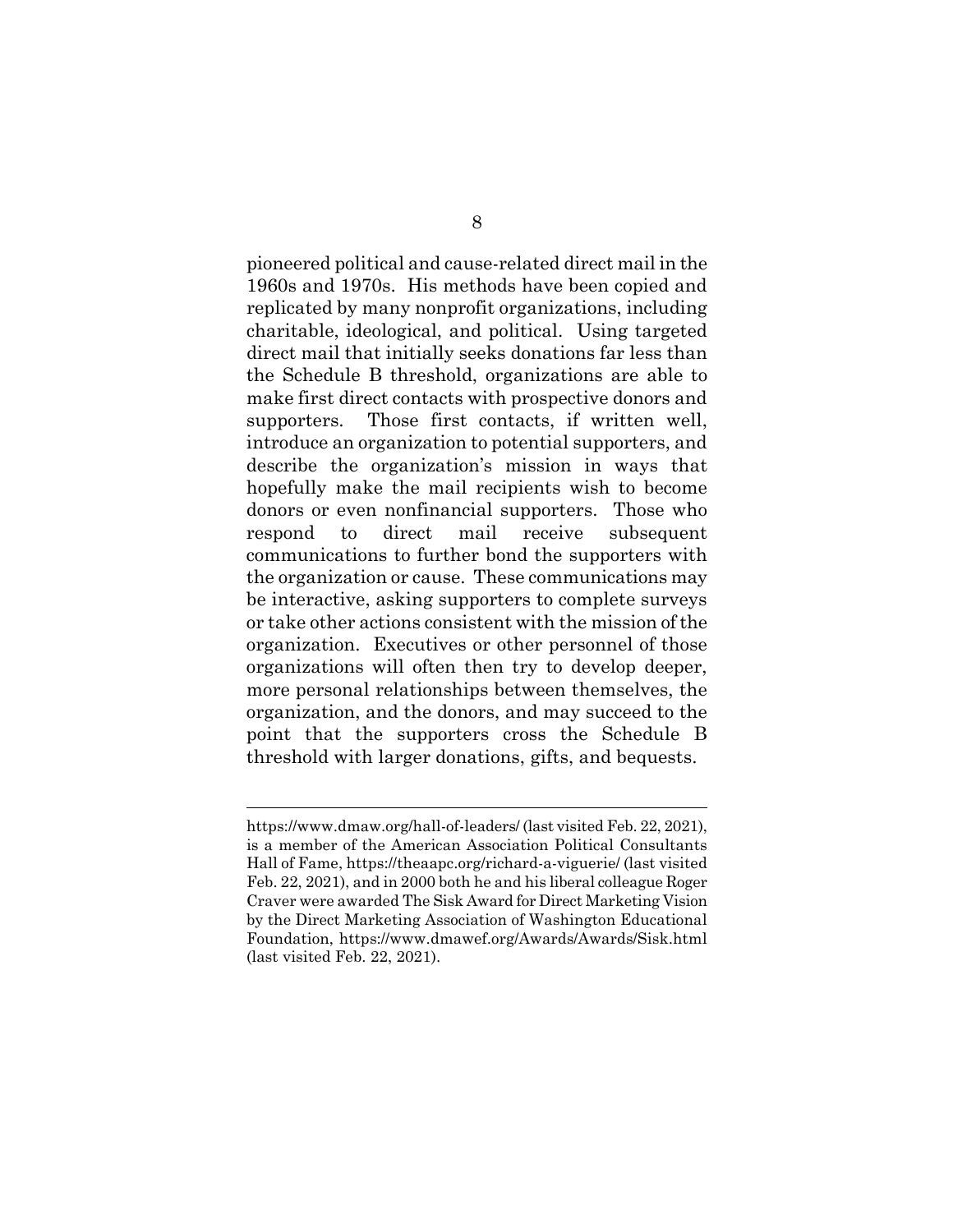pioneered political and cause-related direct mail in the 1960s and 1970s. His methods have been copied and replicated by many nonprofit organizations, including charitable, ideological, and political. Using targeted direct mail that initially seeks donations far less than the Schedule B threshold, organizations are able to make first direct contacts with prospective donors and supporters. Those first contacts, if written well, introduce an organization to potential supporters, and describe the organization's mission in ways that hopefully make the mail recipients wish to become donors or even nonfinancial supporters. Those who respond to direct mail receive subsequent communications to further bond the supporters with the organization or cause. These communications may be interactive, asking supporters to complete surveys or take other actions consistent with the mission of the organization. Executives or other personnel of those organizations will often then try to develop deeper, more personal relationships between themselves, the organization, and the donors, and may succeed to the point that the supporters cross the Schedule B threshold with larger donations, gifts, and bequests.

---

https://www.dmaw.org/hall-of-leaders/ (last visited Feb. 22, 2021), is a member of the American Association Political Consultants Hall of Fame, https://theaapc.org/richard-a-viguerie/ (last visited Feb. 22, 2021), and in 2000 both he and his liberal colleague Roger Craver were awarded The Sisk Award for Direct Marketing Vision by the Direct Marketing Association of Washington Educational Foundation, https://www.dmawef.org/Awards/Awards/Sisk.html (last visited Feb. 22, 2021).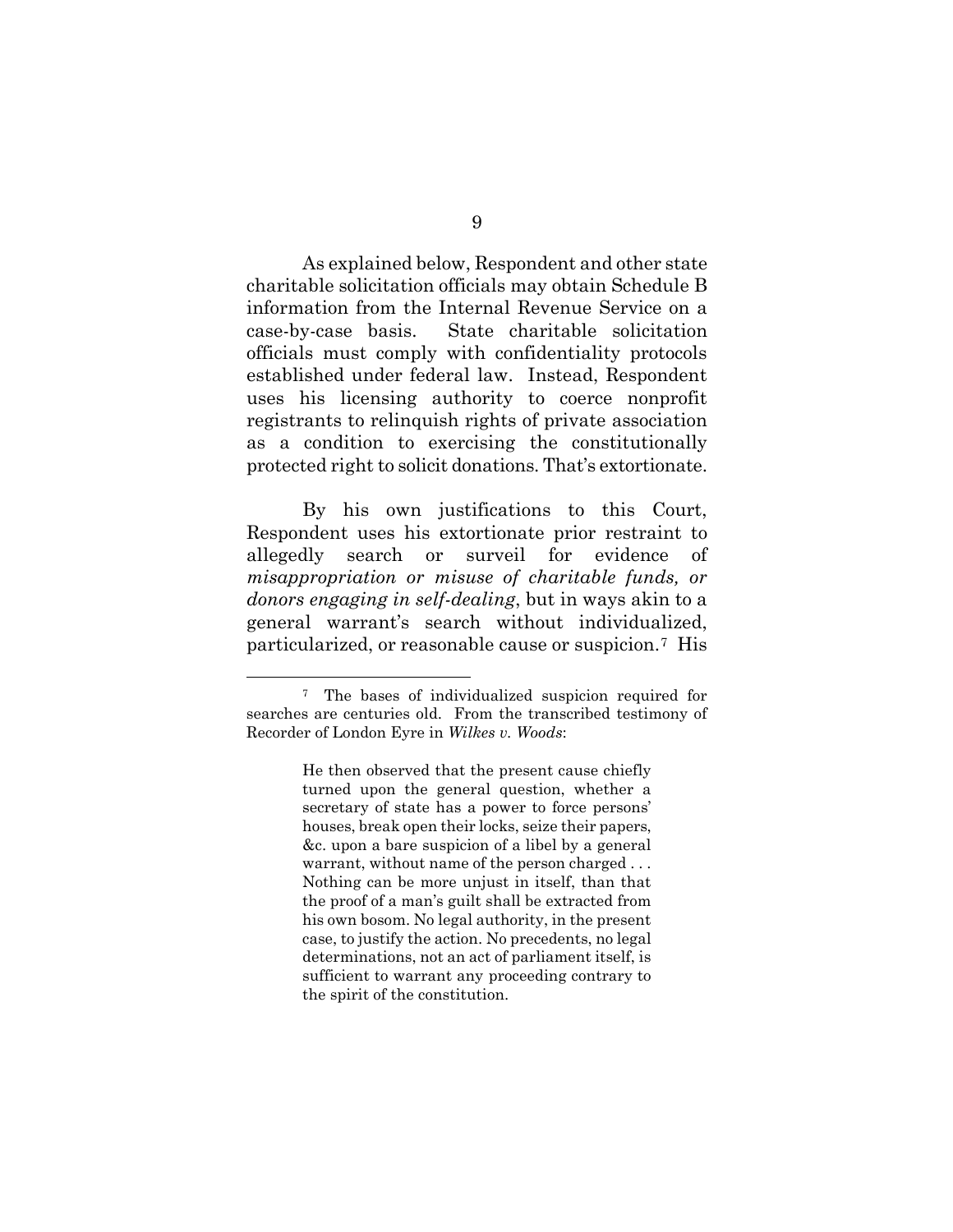As explained below, Respondent and other state charitable solicitation officials may obtain Schedule B information from the Internal Revenue Service on a case-by-case basis. State charitable solicitation officials must comply with confidentiality protocols established under federal law. Instead, Respondent uses his licensing authority to coerce nonprofit registrants to relinquish rights of private association as a condition to exercising the constitutionally protected right to solicit donations. That's extortionate.

By his own justifications to this Court, Respondent uses his extortionate prior restraint to allegedly search or surveil for evidence of *misappropriation or misuse of charitable funds, or donors engaging in self-dealing*, but in ways akin to a general warrant's search without individualized, particularized, or reasonable cause or suspicion.[7] His

---

[7] The bases of individualized suspicion required for searches are centuries old. From the transcribed testimony of Recorder of London Eyre in *Wilkes v. Woods*:

> He then observed that the present cause chiefly turned upon the general question, whether a secretary of state has a power to force persons' houses, break open their locks, seize their papers, &c. upon a bare suspicion of a libel by a general warrant, without name of the person charged . . . Nothing can be more unjust in itself, than that the proof of a man's guilt shall be extracted from his own bosom. No legal authority, in the present case, to justify the action. No precedents, no legal determinations, not an act of parliament itself, is sufficient to warrant any proceeding contrary to the spirit of the constitution.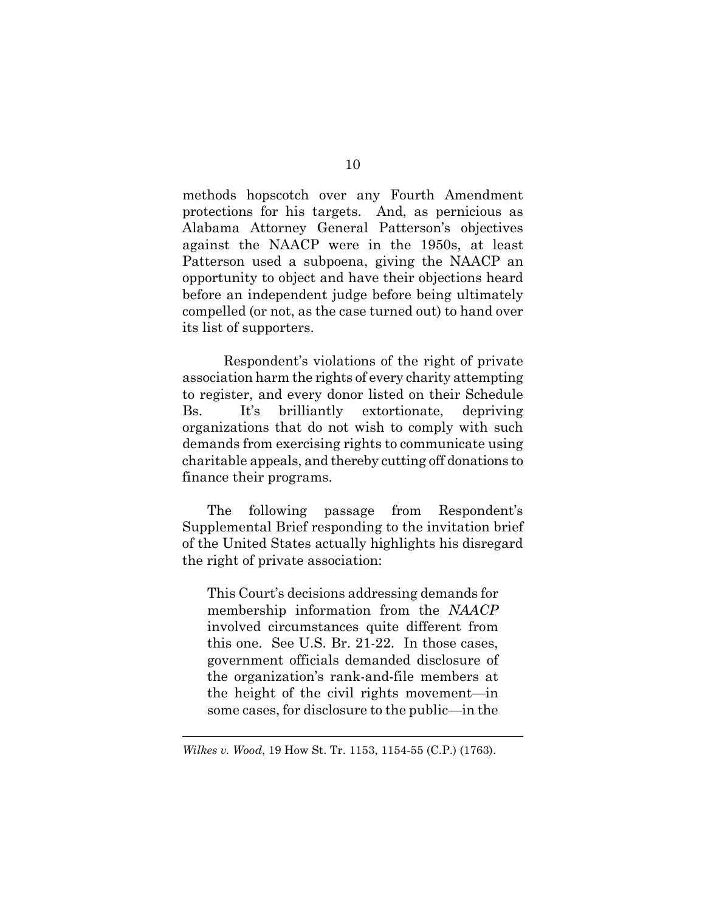methods hopscotch over any Fourth Amendment protections for his targets. And, as pernicious as Alabama Attorney General Patterson's objectives against the NAACP were in the 1950s, at least Patterson used a subpoena, giving the NAACP an opportunity to object and have their objections heard before an independent judge before being ultimately compelled (or not, as the case turned out) to hand over its list of supporters.

Respondent's violations of the right of private association harm the rights of every charity attempting to register, and every donor listed on their Schedule Bs. It's brilliantly extortionate, depriving organizations that do not wish to comply with such demands from exercising rights to communicate using charitable appeals, and thereby cutting off donations to finance their programs.

The following passage from Respondent's Supplemental Brief responding to the invitation brief of the United States actually highlights his disregard the right of private association:

> This Court's decisions addressing demands for membership information from the *NAACP* involved circumstances quite different from this one. See U.S. Br. 21-22. In those cases, government officials demanded disclosure of the organization's rank-and-file members at the height of the civil rights movement—in some cases, for disclosure to the public—in the

---

*Wilkes v. Wood*, 19 How St. Tr. 1153, 1154-55 (C.P.) (1763).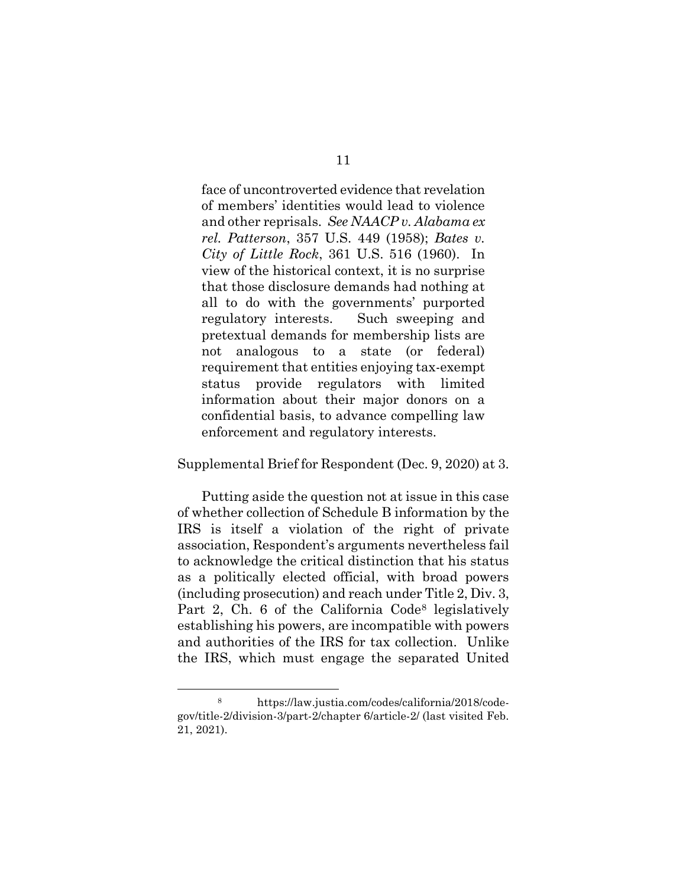> face of uncontroverted evidence that revelation of members' identities would lead to violence and other reprisals. *See NAACP v. Alabama ex rel. Patterson*, 357 U.S. 449 (1958); *Bates v. City of Little Rock*, 361 U.S. 516 (1960). In view of the historical context, it is no surprise that those disclosure demands had nothing at all to do with the governments' purported regulatory interests. Such sweeping and pretextual demands for membership lists are not analogous to a state (or federal) requirement that entities enjoying tax-exempt status provide regulators with limited information about their major donors on a confidential basis, to advance compelling law enforcement and regulatory interests.

Supplemental Brief for Respondent (Dec. 9, 2020) at 3.

Putting aside the question not at issue in this case of whether collection of Schedule B information by the IRS is itself a violation of the right of private association, Respondent's arguments nevertheless fail to acknowledge the critical distinction that his status as a politically elected official, with broad powers (including prosecution) and reach under Title 2, Div. 3, Part 2, Ch. 6 of the California Code[8] legislatively establishing his powers, are incompatible with powers and authorities of the IRS for tax collection. Unlike the IRS, which must engage the separated United

---

[8] https://law.justia.com/codes/california/2018/code-gov/title-2/division-3/part-2/chapter 6/article-2/ (last visited Feb. 21, 2021).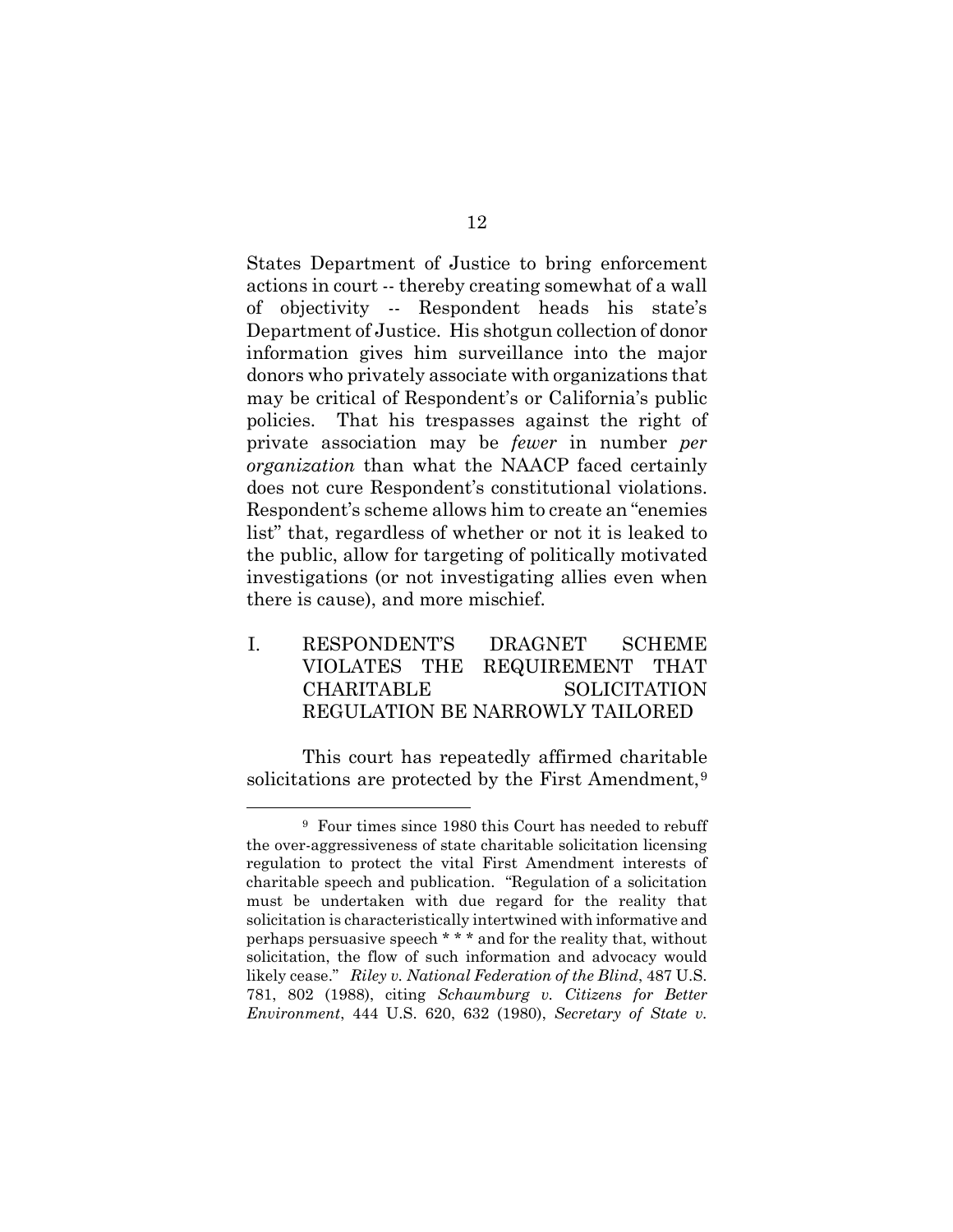States Department of Justice to bring enforcement actions in court -- thereby creating somewhat of a wall of objectivity -- Respondent heads his state's Department of Justice. His shotgun collection of donor information gives him surveillance into the major donors who privately associate with organizations that may be critical of Respondent's or California's public policies. That his trespasses against the right of private association may be *fewer* in number *per organization* than what the NAACP faced certainly does not cure Respondent's constitutional violations. Respondent's scheme allows him to create an "enemies list" that, regardless of whether or not it is leaked to the public, allow for targeting of politically motivated investigations (or not investigating allies even when there is cause), and more mischief.

## I. RESPONDENT'S DRAGNET SCHEME VIOLATES THE REQUIREMENT THAT CHARITABLE SOLICITATION REGULATION BE NARROWLY TAILORED

This court has repeatedly affirmed charitable solicitations are protected by the First Amendment,[9]

---

[9] Four times since 1980 this Court has needed to rebuff the over-aggressiveness of state charitable solicitation licensing regulation to protect the vital First Amendment interests of charitable speech and publication. "Regulation of a solicitation must be undertaken with due regard for the reality that solicitation is characteristically intertwined with informative and perhaps persuasive speech * * * and for the reality that, without solicitation, the flow of such information and advocacy would likely cease." *Riley v. National Federation of the Blind*, 487 U.S. 781, 802 (1988), citing *Schaumburg v. Citizens for Better Environment*, 444 U.S. 620, 632 (1980), *Secretary of State v.*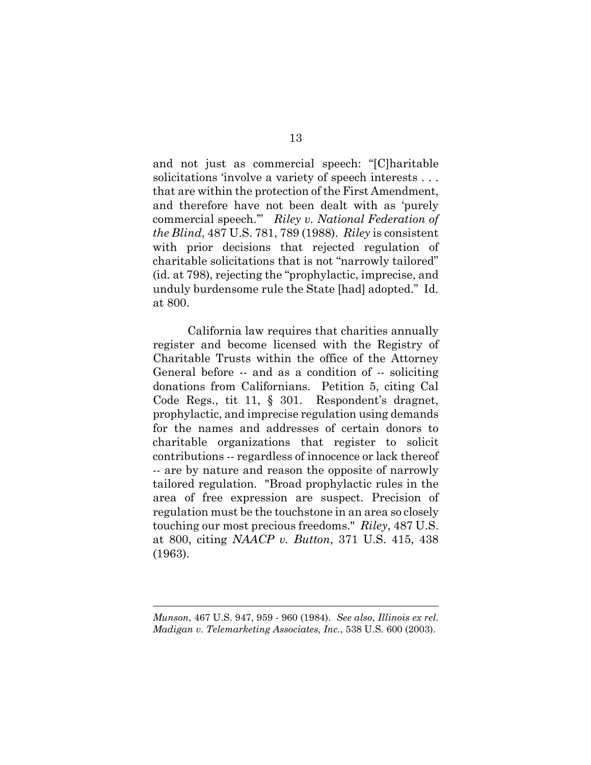and not just as commercial speech: "[C]haritable solicitations 'involve a variety of speech interests . . . that are within the protection of the First Amendment, and therefore have not been dealt with as 'purely commercial speech.'" *Riley v. National Federation of the Blind*, 487 U.S. 781, 789 (1988). *Riley* is consistent with prior decisions that rejected regulation of charitable solicitations that is not "narrowly tailored" (id. at 798), rejecting the "prophylactic, imprecise, and unduly burdensome rule the State [had] adopted." Id. at 800.

California law requires that charities annually register and become licensed with the Registry of Charitable Trusts within the office of the Attorney General before -- and as a condition of -- soliciting donations from Californians. Petition 5, citing Cal Code Regs., tit 11, § 301. Respondent's dragnet, prophylactic, and imprecise regulation using demands for the names and addresses of certain donors to charitable organizations that register to solicit contributions -- regardless of innocence or lack thereof -- are by nature and reason the opposite of narrowly tailored regulation. "Broad prophylactic rules in the area of free expression are suspect. Precision of regulation must be the touchstone in an area so closely touching our most precious freedoms." *Riley*, 487 U.S. at 800, citing *NAACP v. Button*, 371 U.S. 415, 438 (1963).

---

*Munson*, 467 U.S. 947, 959 - 960 (1984). *See also*, *Illinois ex rel. Madigan v. Telemarketing Associates, Inc.*, 538 U.S. 600 (2003).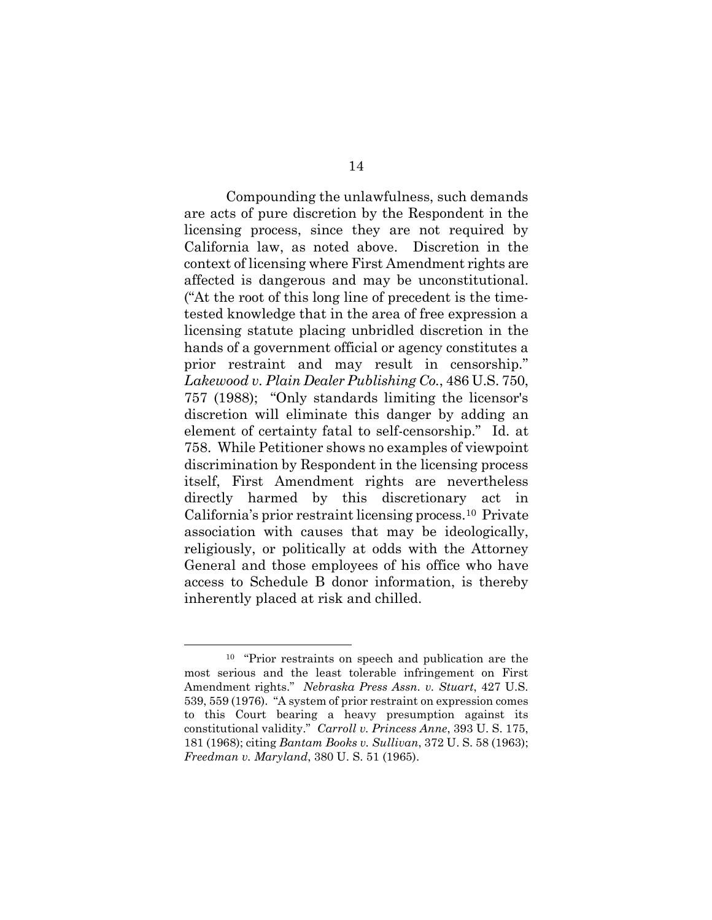Compounding the unlawfulness, such demands are acts of pure discretion by the Respondent in the licensing process, since they are not required by California law, as noted above. Discretion in the context of licensing where First Amendment rights are affected is dangerous and may be unconstitutional. ("At the root of this long line of precedent is the time-tested knowledge that in the area of free expression a licensing statute placing unbridled discretion in the hands of a government official or agency constitutes a prior restraint and may result in censorship." *Lakewood v. Plain Dealer Publishing Co.*, 486 U.S. 750, 757 (1988); "Only standards limiting the licensor's discretion will eliminate this danger by adding an element of certainty fatal to self-censorship." Id. at 758. While Petitioner shows no examples of viewpoint discrimination by Respondent in the licensing process itself, First Amendment rights are nevertheless directly harmed by this discretionary act in California's prior restraint licensing process.[10] Private association with causes that may be ideologically, religiously, or politically at odds with the Attorney General and those employees of his office who have access to Schedule B donor information, is thereby inherently placed at risk and chilled.

---

[10] "Prior restraints on speech and publication are the most serious and the least tolerable infringement on First Amendment rights." *Nebraska Press Assn. v. Stuart*, 427 U.S. 539, 559 (1976). "A system of prior restraint on expression comes to this Court bearing a heavy presumption against its constitutional validity." *Carroll v. Princess Anne*, 393 U. S. 175, 181 (1968); citing *Bantam Books v. Sullivan*, 372 U. S. 58 (1963); *Freedman v. Maryland*, 380 U. S. 51 (1965).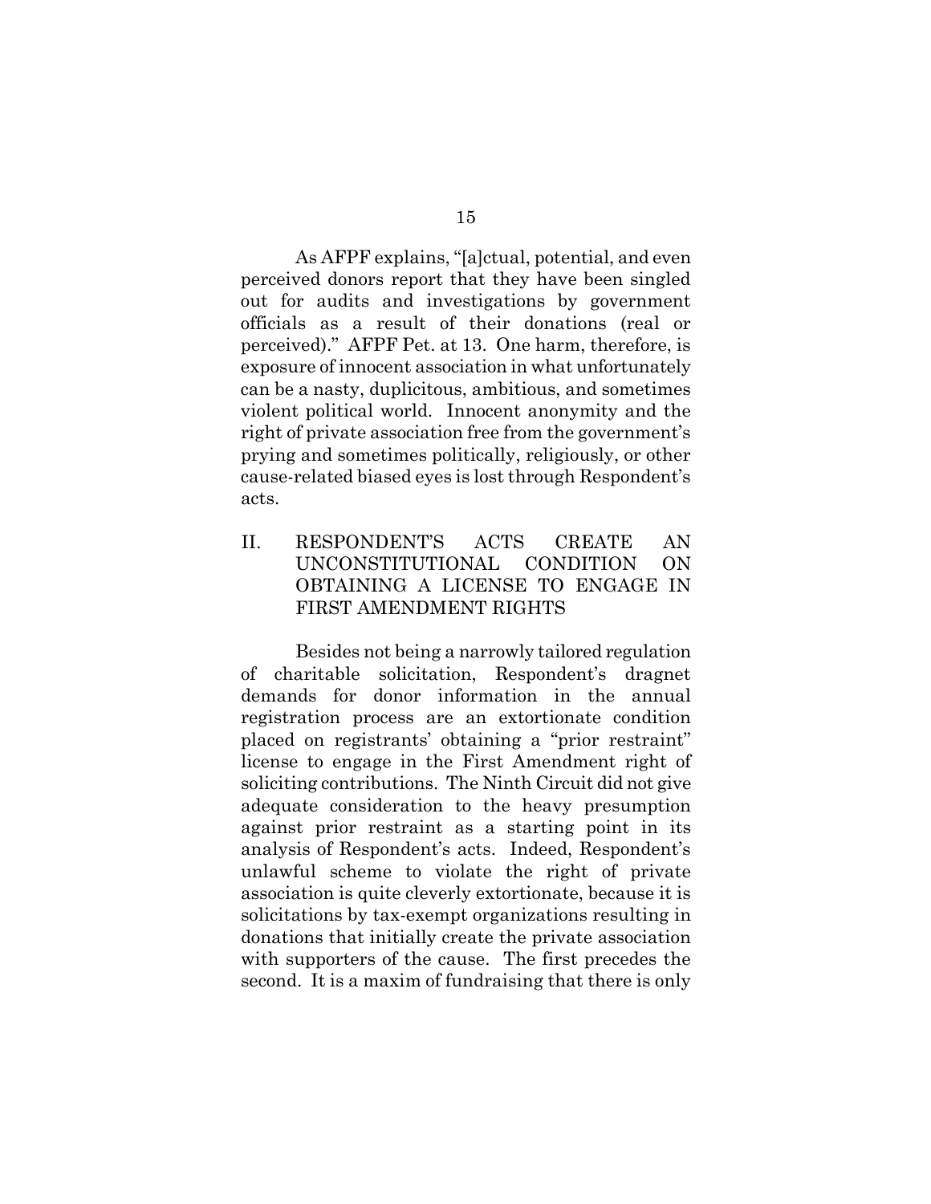As AFPF explains, "[a]ctual, potential, and even perceived donors report that they have been singled out for audits and investigations by government officials as a result of their donations (real or perceived)." AFPF Pet. at 13. One harm, therefore, is exposure of innocent association in what unfortunately can be a nasty, duplicitous, ambitious, and sometimes violent political world. Innocent anonymity and the right of private association free from the government's prying and sometimes politically, religiously, or other cause-related biased eyes is lost through Respondent's acts.

## II. RESPONDENT'S ACTS CREATE AN UNCONSTITUTIONAL CONDITION ON OBTAINING A LICENSE TO ENGAGE IN FIRST AMENDMENT RIGHTS

Besides not being a narrowly tailored regulation of charitable solicitation, Respondent's dragnet demands for donor information in the annual registration process are an extortionate condition placed on registrants' obtaining a "prior restraint" license to engage in the First Amendment right of soliciting contributions. The Ninth Circuit did not give adequate consideration to the heavy presumption against prior restraint as a starting point in its analysis of Respondent's acts. Indeed, Respondent's unlawful scheme to violate the right of private association is quite cleverly extortionate, because it is solicitations by tax-exempt organizations resulting in donations that initially create the private association with supporters of the cause. The first precedes the second. It is a maxim of fundraising that there is only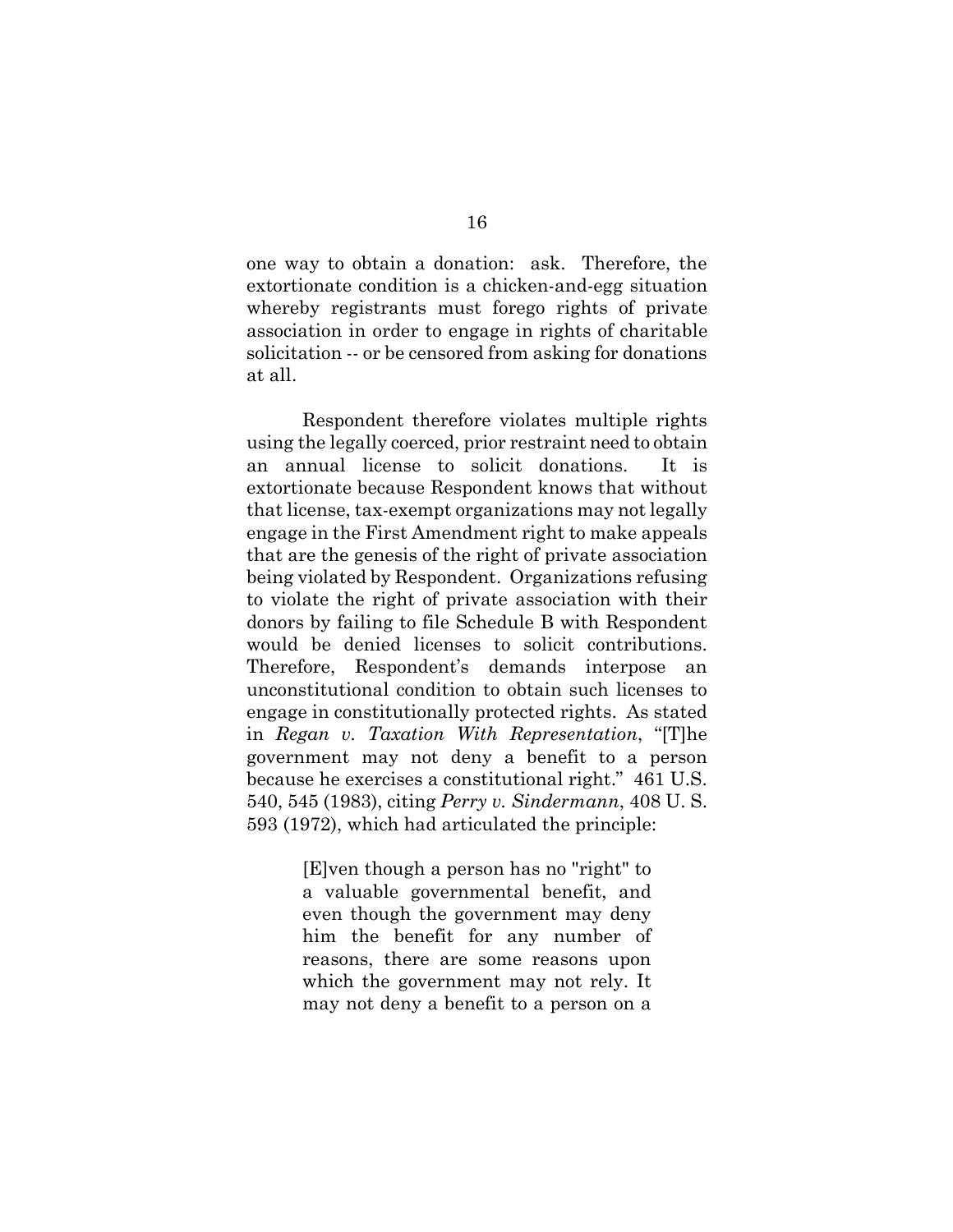one way to obtain a donation: ask. Therefore, the extortionate condition is a chicken-and-egg situation whereby registrants must forego rights of private association in order to engage in rights of charitable solicitation -- or be censored from asking for donations at all.

Respondent therefore violates multiple rights using the legally coerced, prior restraint need to obtain an annual license to solicit donations. It is extortionate because Respondent knows that without that license, tax-exempt organizations may not legally engage in the First Amendment right to make appeals that are the genesis of the right of private association being violated by Respondent. Organizations refusing to violate the right of private association with their donors by failing to file Schedule B with Respondent would be denied licenses to solicit contributions. Therefore, Respondent's demands interpose an unconstitutional condition to obtain such licenses to engage in constitutionally protected rights. As stated in *Regan v. Taxation With Representation*, "[T]he government may not deny a benefit to a person because he exercises a constitutional right." 461 U.S. 540, 545 (1983), citing *Perry v. Sindermann*, 408 U. S. 593 (1972), which had articulated the principle:

> [E]ven though a person has no "right" to a valuable governmental benefit, and even though the government may deny him the benefit for any number of reasons, there are some reasons upon which the government may not rely. It may not deny a benefit to a person on a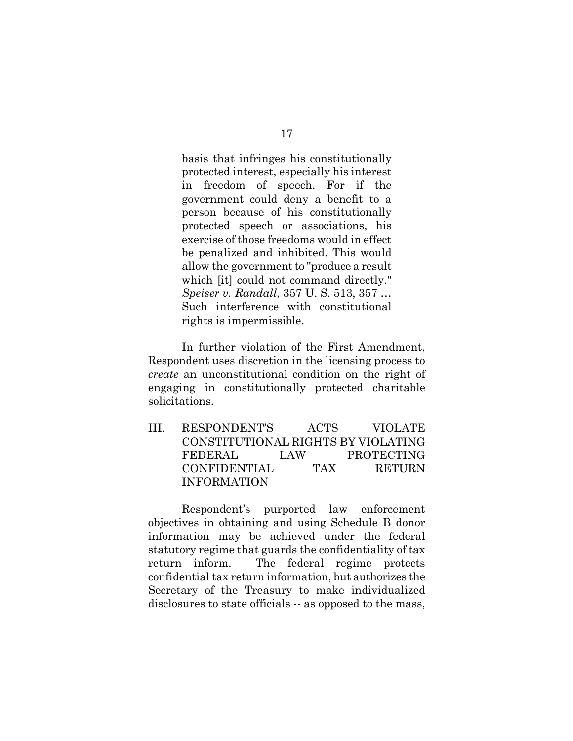> basis that infringes his constitutionally protected interest, especially his interest in freedom of speech. For if the government could deny a benefit to a person because of his constitutionally protected speech or associations, his exercise of those freedoms would in effect be penalized and inhibited. This would allow the government to "produce a result which [it] could not command directly." *Speiser v. Randall*, 357 U. S. 513, 357 … Such interference with constitutional rights is impermissible.

In further violation of the First Amendment, Respondent uses discretion in the licensing process to *create* an unconstitutional condition on the right of engaging in constitutionally protected charitable solicitations.

## III. RESPONDENT'S ACTS VIOLATE CONSTITUTIONAL RIGHTS BY VIOLATING FEDERAL LAW PROTECTING CONFIDENTIAL TAX RETURN INFORMATION

Respondent's purported law enforcement objectives in obtaining and using Schedule B donor information may be achieved under the federal statutory regime that guards the confidentiality of tax return inform. The federal regime protects confidential tax return information, but authorizes the Secretary of the Treasury to make individualized disclosures to state officials -- as opposed to the mass,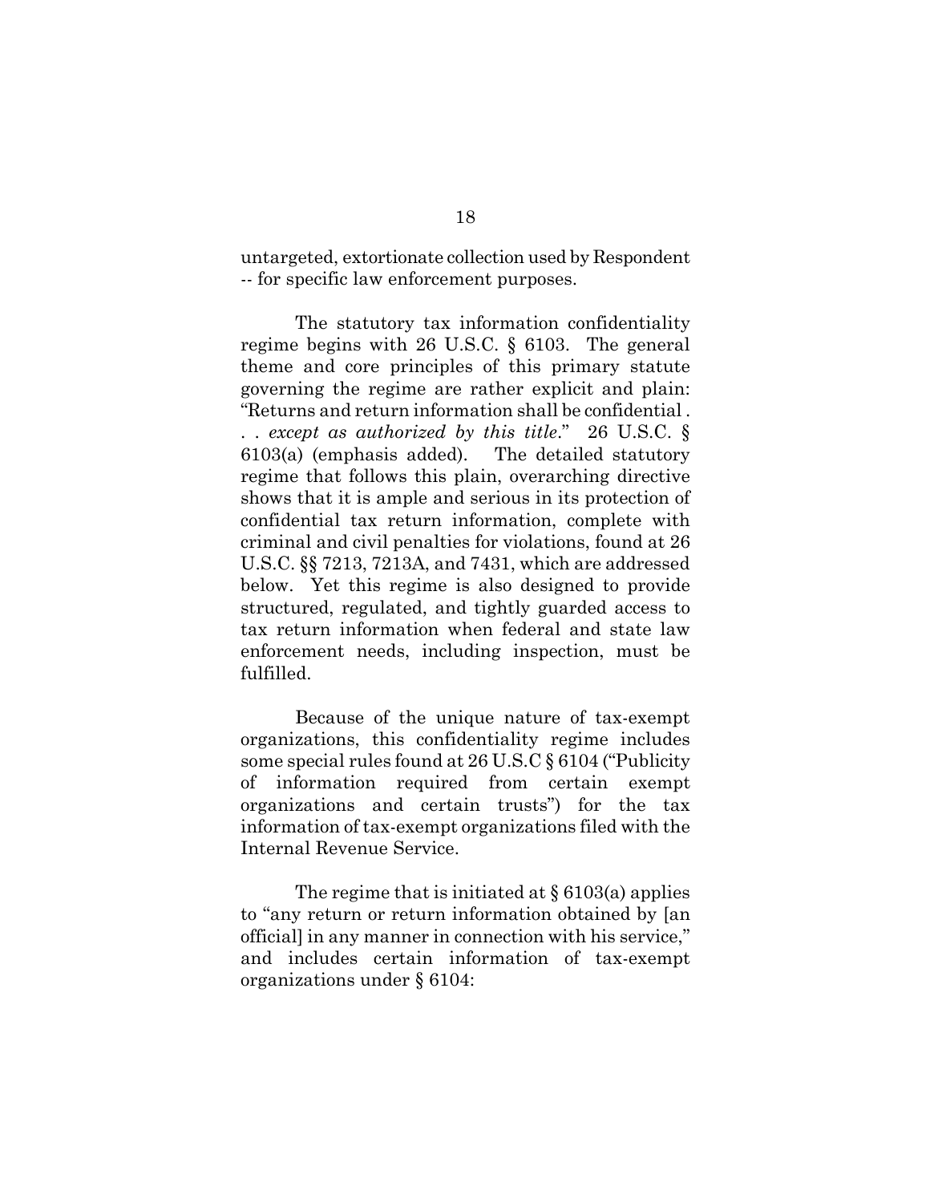untargeted, extortionate collection used by Respondent -- for specific law enforcement purposes.

The statutory tax information confidentiality regime begins with 26 U.S.C. § 6103. The general theme and core principles of this primary statute governing the regime are rather explicit and plain: "Returns and return information shall be confidential . . . *except as authorized by this title*." 26 U.S.C. § 6103(a) (emphasis added). The detailed statutory regime that follows this plain, overarching directive shows that it is ample and serious in its protection of confidential tax return information, complete with criminal and civil penalties for violations, found at 26 U.S.C. §§ 7213, 7213A, and 7431, which are addressed below. Yet this regime is also designed to provide structured, regulated, and tightly guarded access to tax return information when federal and state law enforcement needs, including inspection, must be fulfilled.

Because of the unique nature of tax-exempt organizations, this confidentiality regime includes some special rules found at 26 U.S.C § 6104 ("Publicity of information required from certain exempt organizations and certain trusts") for the tax information of tax-exempt organizations filed with the Internal Revenue Service.

The regime that is initiated at § 6103(a) applies to "any return or return information obtained by [an official] in any manner in connection with his service," and includes certain information of tax-exempt organizations under § 6104: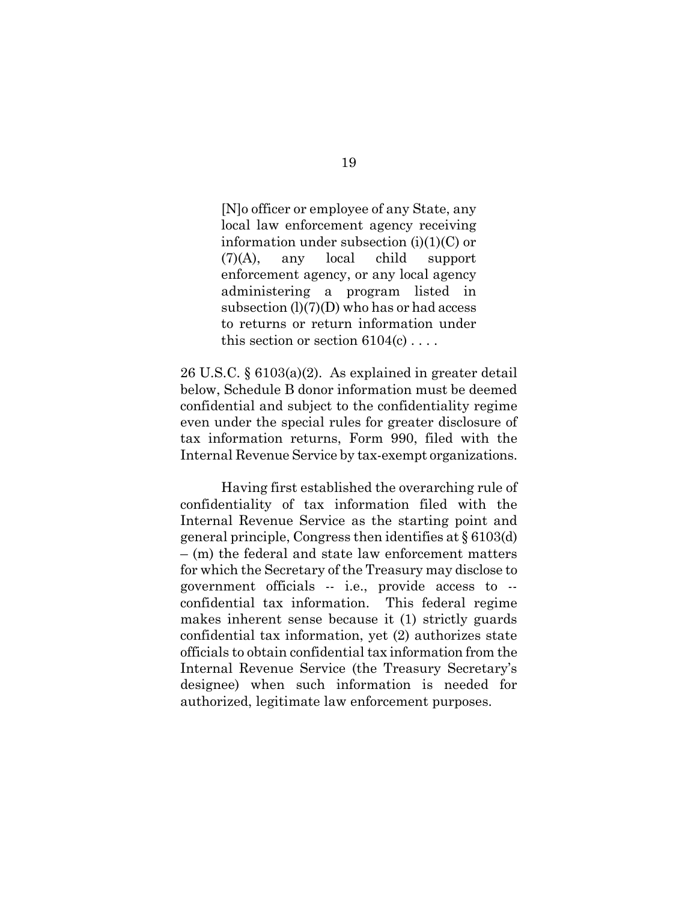> [N]o officer or employee of any State, any local law enforcement agency receiving information under subsection (i)(1)(C) or (7)(A), any local child support enforcement agency, or any local agency administering a program listed in subsection (l)(7)(D) who has or had access to returns or return information under this section or section 6104(c) . . . .

26 U.S.C. § 6103(a)(2). As explained in greater detail below, Schedule B donor information must be deemed confidential and subject to the confidentiality regime even under the special rules for greater disclosure of tax information returns, Form 990, filed with the Internal Revenue Service by tax-exempt organizations.

Having first established the overarching rule of confidentiality of tax information filed with the Internal Revenue Service as the starting point and general principle, Congress then identifies at § 6103(d) – (m) the federal and state law enforcement matters for which the Secretary of the Treasury may disclose to government officials -- i.e., provide access to -- confidential tax information. This federal regime makes inherent sense because it (1) strictly guards confidential tax information, yet (2) authorizes state officials to obtain confidential tax information from the Internal Revenue Service (the Treasury Secretary's designee) when such information is needed for authorized, legitimate law enforcement purposes.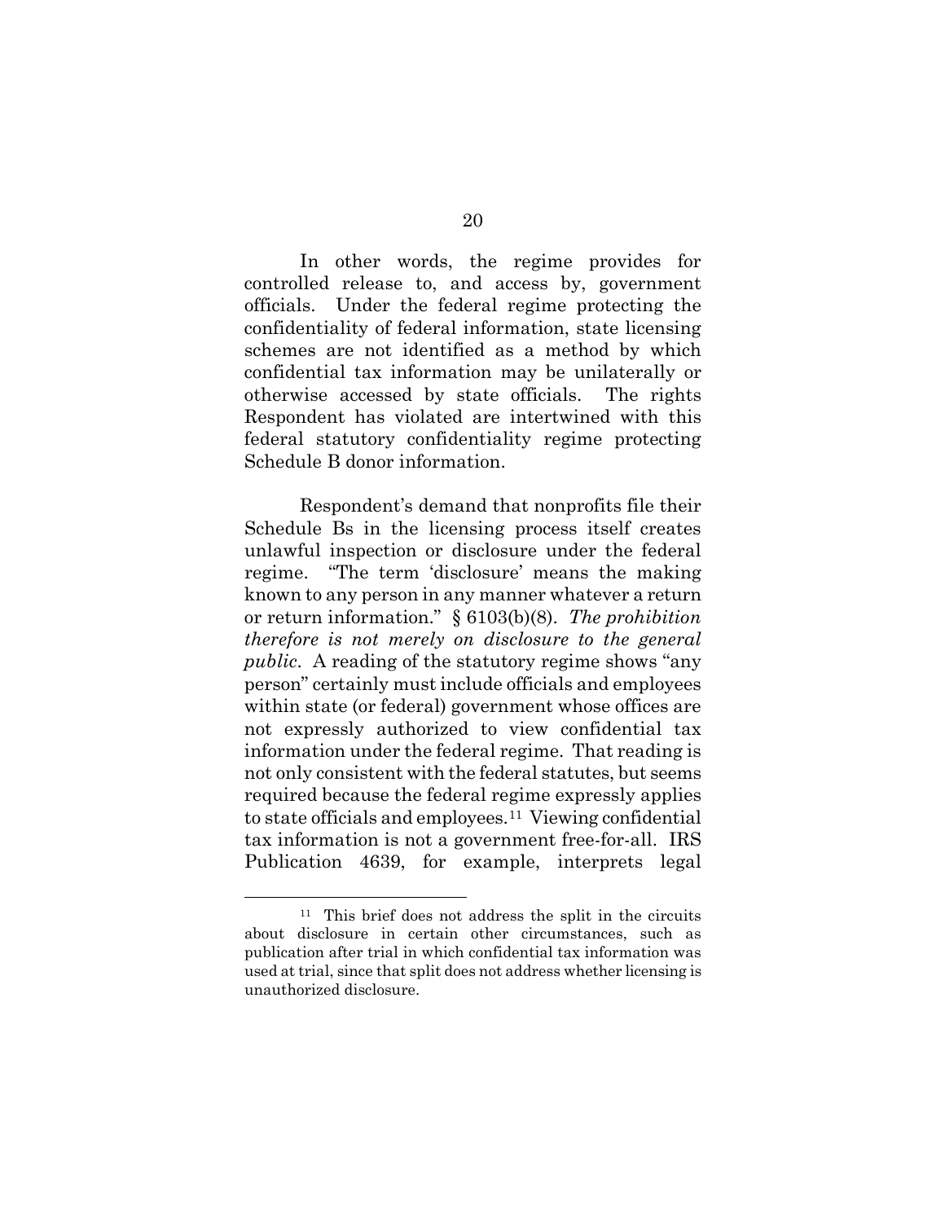In other words, the regime provides for controlled release to, and access by, government officials. Under the federal regime protecting the confidentiality of federal information, state licensing schemes are not identified as a method by which confidential tax information may be unilaterally or otherwise accessed by state officials. The rights Respondent has violated are intertwined with this federal statutory confidentiality regime protecting Schedule B donor information.

Respondent's demand that nonprofits file their Schedule Bs in the licensing process itself creates unlawful inspection or disclosure under the federal regime. "The term 'disclosure' means the making known to any person in any manner whatever a return or return information." § 6103(b)(8). *The prohibition therefore is not merely on disclosure to the general public*. A reading of the statutory regime shows "any person" certainly must include officials and employees within state (or federal) government whose offices are not expressly authorized to view confidential tax information under the federal regime. That reading is not only consistent with the federal statutes, but seems required because the federal regime expressly applies to state officials and employees.[11] Viewing confidential tax information is not a government free-for-all. IRS Publication 4639, for example, interprets legal

---

[11] This brief does not address the split in the circuits about disclosure in certain other circumstances, such as publication after trial in which confidential tax information was used at trial, since that split does not address whether licensing is unauthorized disclosure.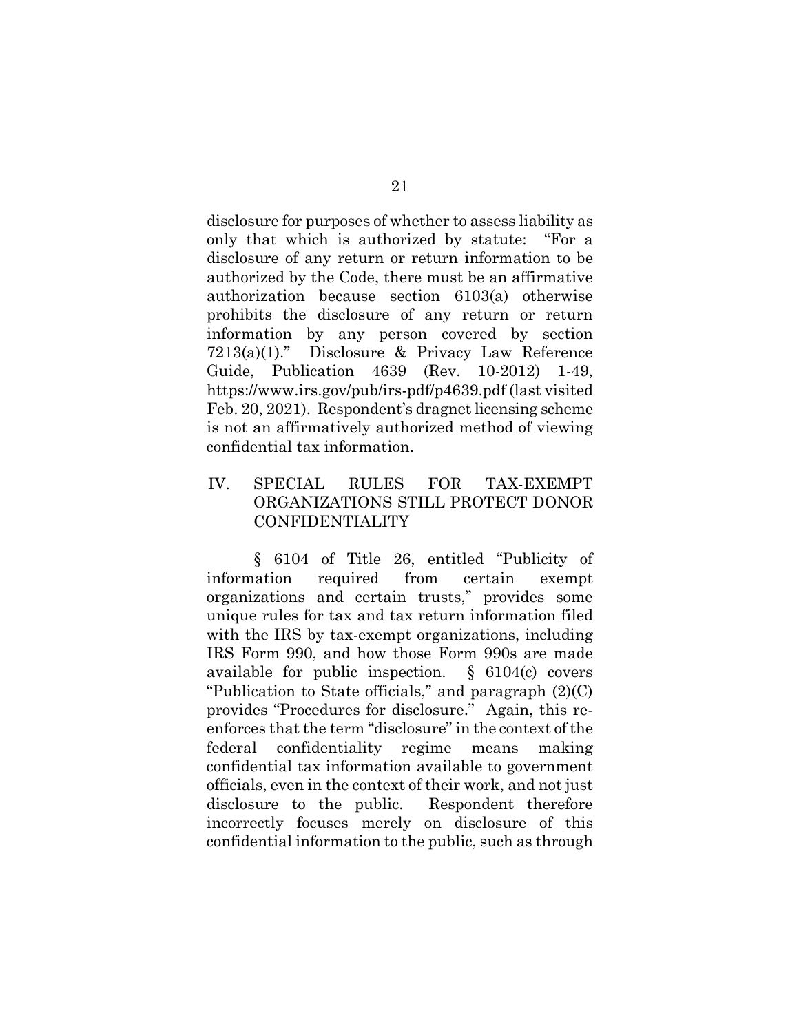disclosure for purposes of whether to assess liability as only that which is authorized by statute: "For a disclosure of any return or return information to be authorized by the Code, there must be an affirmative authorization because section 6103(a) otherwise prohibits the disclosure of any return or return information by any person covered by section 7213(a)(1)." Disclosure & Privacy Law Reference Guide, Publication 4639 (Rev. 10-2012) 1-49, https://www.irs.gov/pub/irs-pdf/p4639.pdf (last visited Feb. 20, 2021). Respondent's dragnet licensing scheme is not an affirmatively authorized method of viewing confidential tax information.

## IV. SPECIAL RULES FOR TAX-EXEMPT ORGANIZATIONS STILL PROTECT DONOR CONFIDENTIALITY

§ 6104 of Title 26, entitled "Publicity of information required from certain exempt organizations and certain trusts," provides some unique rules for tax and tax return information filed with the IRS by tax-exempt organizations, including IRS Form 990, and how those Form 990s are made available for public inspection. § 6104(c) covers "Publication to State officials," and paragraph (2)(C) provides "Procedures for disclosure." Again, this re-enforces that the term "disclosure" in the context of the federal confidentiality regime means making confidential tax information available to government officials, even in the context of their work, and not just disclosure to the public. Respondent therefore incorrectly focuses merely on disclosure of this confidential information to the public, such as through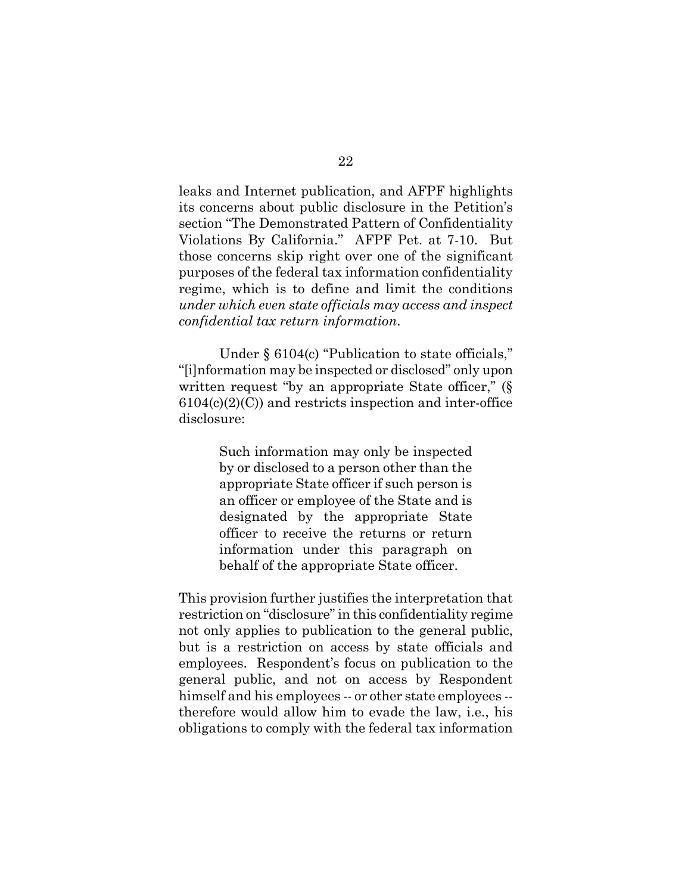leaks and Internet publication, and AFPF highlights its concerns about public disclosure in the Petition's section "The Demonstrated Pattern of Confidentiality Violations By California." AFPF Pet. at 7-10. But those concerns skip right over one of the significant purposes of the federal tax information confidentiality regime, which is to define and limit the conditions *under which even state officials may access and inspect confidential tax return information*.

Under § 6104(c) "Publication to state officials," "[i]nformation may be inspected or disclosed" only upon written request "by an appropriate State officer," (§ 6104(c)(2)(C)) and restricts inspection and inter-office disclosure:

> Such information may only be inspected by or disclosed to a person other than the appropriate State officer if such person is an officer or employee of the State and is designated by the appropriate State officer to receive the returns or return information under this paragraph on behalf of the appropriate State officer.

This provision further justifies the interpretation that restriction on "disclosure" in this confidentiality regime not only applies to publication to the general public, but is a restriction on access by state officials and employees. Respondent's focus on publication to the general public, and not on access by Respondent himself and his employees -- or other state employees -- therefore would allow him to evade the law, i.e., his obligations to comply with the federal tax information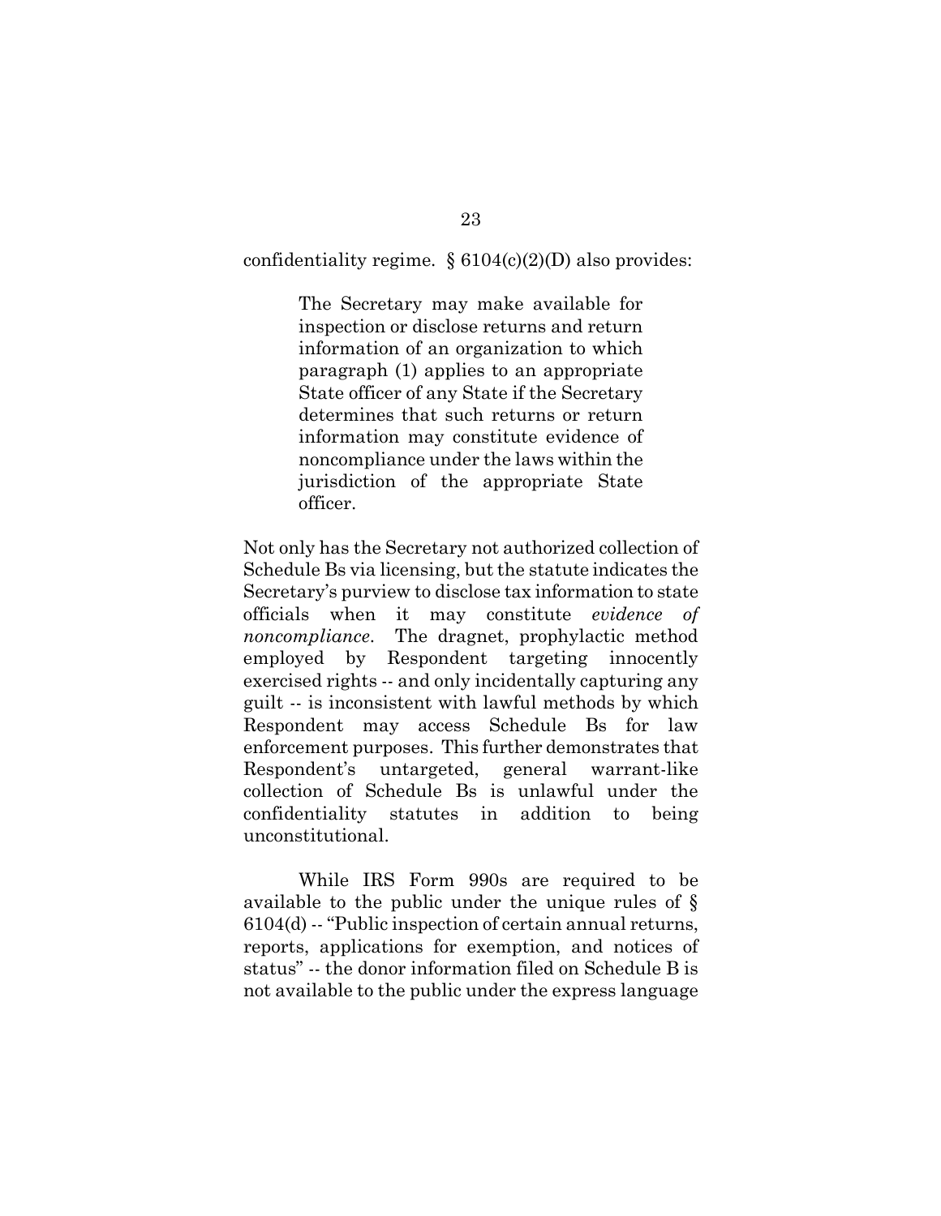confidentiality regime. § 6104(c)(2)(D) also provides:

> The Secretary may make available for inspection or disclose returns and return information of an organization to which paragraph (1) applies to an appropriate State officer of any State if the Secretary determines that such returns or return information may constitute evidence of noncompliance under the laws within the jurisdiction of the appropriate State officer.

Not only has the Secretary not authorized collection of Schedule Bs via licensing, but the statute indicates the Secretary's purview to disclose tax information to state officials when it may constitute *evidence of noncompliance*. The dragnet, prophylactic method employed by Respondent targeting innocently exercised rights -- and only incidentally capturing any guilt -- is inconsistent with lawful methods by which Respondent may access Schedule Bs for law enforcement purposes. This further demonstrates that Respondent's untargeted, general warrant-like collection of Schedule Bs is unlawful under the confidentiality statutes in addition to being unconstitutional.

While IRS Form 990s are required to be available to the public under the unique rules of § 6104(d) -- "Public inspection of certain annual returns, reports, applications for exemption, and notices of status" -- the donor information filed on Schedule B is not available to the public under the express language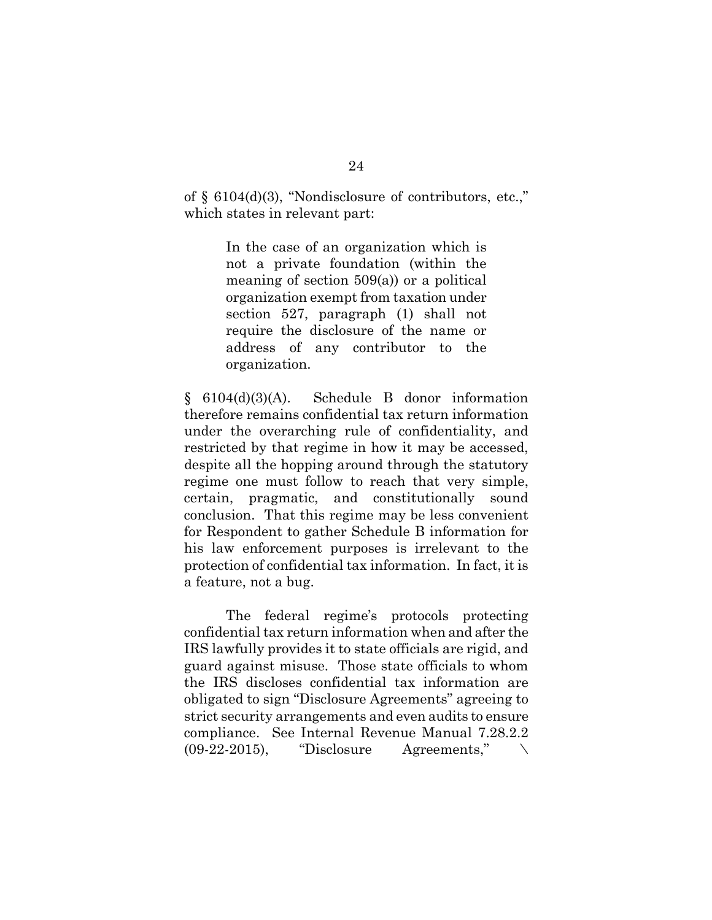of § 6104(d)(3), "Nondisclosure of contributors, etc.," which states in relevant part:

> In the case of an organization which is not a private foundation (within the meaning of section 509(a)) or a political organization exempt from taxation under section 527, paragraph (1) shall not require the disclosure of the name or address of any contributor to the organization.

§ 6104(d)(3)(A). Schedule B donor information therefore remains confidential tax return information under the overarching rule of confidentiality, and restricted by that regime in how it may be accessed, despite all the hopping around through the statutory regime one must follow to reach that very simple, certain, pragmatic, and constitutionally sound conclusion. That this regime may be less convenient for Respondent to gather Schedule B information for his law enforcement purposes is irrelevant to the protection of confidential tax information. In fact, it is a feature, not a bug.

The federal regime's protocols protecting confidential tax return information when and after the IRS lawfully provides it to state officials are rigid, and guard against misuse. Those state officials to whom the IRS discloses confidential tax information are obligated to sign "Disclosure Agreements" agreeing to strict security arrangements and even audits to ensure compliance. See Internal Revenue Manual 7.28.2.2 (09-22-2015), "Disclosure Agreements," \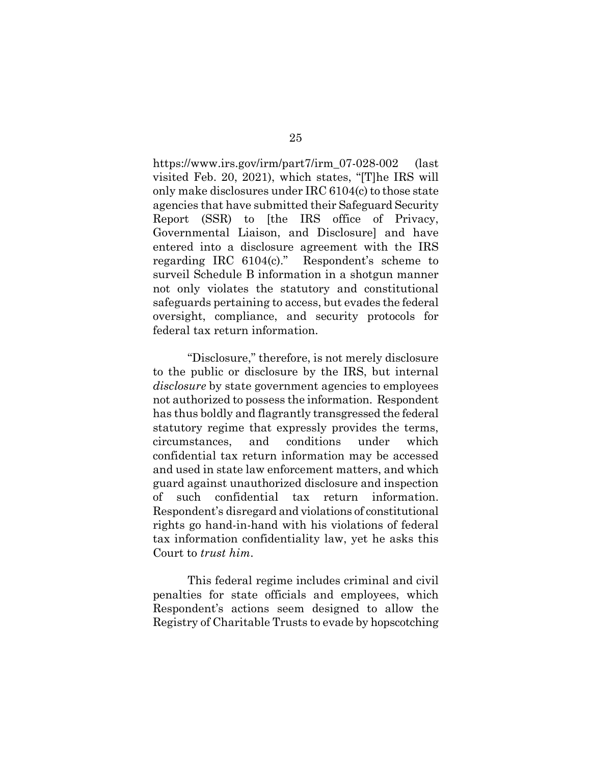https://www.irs.gov/irm/part7/irm_07-028-002 (last visited Feb. 20, 2021), which states, "[T]he IRS will only make disclosures under IRC 6104(c) to those state agencies that have submitted their Safeguard Security Report (SSR) to [the IRS office of Privacy, Governmental Liaison, and Disclosure] and have entered into a disclosure agreement with the IRS regarding IRC 6104(c)." Respondent's scheme to surveil Schedule B information in a shotgun manner not only violates the statutory and constitutional safeguards pertaining to access, but evades the federal oversight, compliance, and security protocols for federal tax return information.

"Disclosure," therefore, is not merely disclosure to the public or disclosure by the IRS, but internal *disclosure* by state government agencies to employees not authorized to possess the information. Respondent has thus boldly and flagrantly transgressed the federal statutory regime that expressly provides the terms, circumstances, and conditions under which confidential tax return information may be accessed and used in state law enforcement matters, and which guard against unauthorized disclosure and inspection of such confidential tax return information. Respondent's disregard and violations of constitutional rights go hand-in-hand with his violations of federal tax information confidentiality law, yet he asks this Court to *trust him*.

This federal regime includes criminal and civil penalties for state officials and employees, which Respondent's actions seem designed to allow the Registry of Charitable Trusts to evade by hopscotching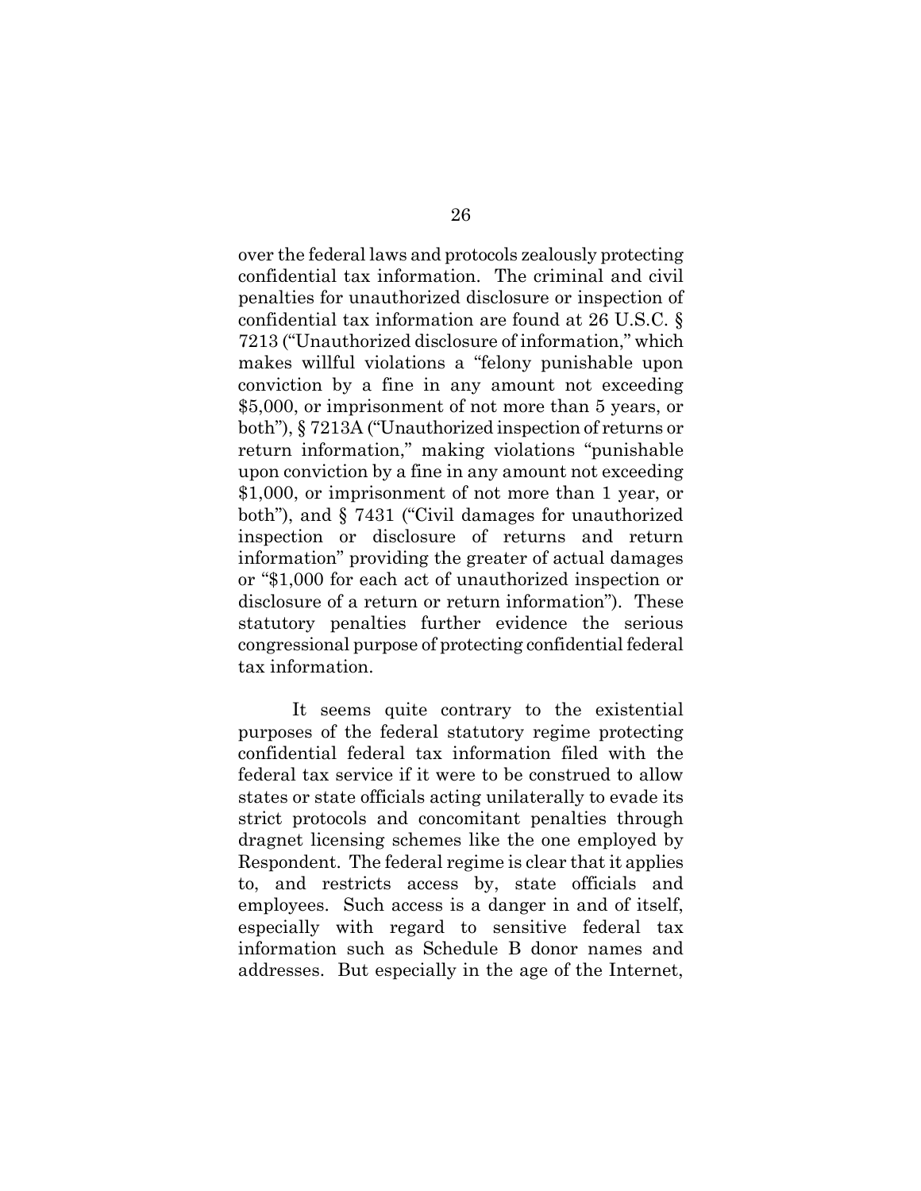over the federal laws and protocols zealously protecting confidential tax information. The criminal and civil penalties for unauthorized disclosure or inspection of confidential tax information are found at 26 U.S.C. § 7213 ("Unauthorized disclosure of information," which makes willful violations a "felony punishable upon conviction by a fine in any amount not exceeding $5,000, or imprisonment of not more than 5 years, or both"), § 7213A ("Unauthorized inspection of returns or return information," making violations "punishable upon conviction by a fine in any amount not exceeding $1,000, or imprisonment of not more than 1 year, or both"), and § 7431 ("Civil damages for unauthorized inspection or disclosure of returns and return information" providing the greater of actual damages or "$1,000 for each act of unauthorized inspection or disclosure of a return or return information"). These statutory penalties further evidence the serious congressional purpose of protecting confidential federal tax information.

It seems quite contrary to the existential purposes of the federal statutory regime protecting confidential federal tax information filed with the federal tax service if it were to be construed to allow states or state officials acting unilaterally to evade its strict protocols and concomitant penalties through dragnet licensing schemes like the one employed by Respondent. The federal regime is clear that it applies to, and restricts access by, state officials and employees. Such access is a danger in and of itself, especially with regard to sensitive federal tax information such as Schedule B donor names and addresses. But especially in the age of the Internet,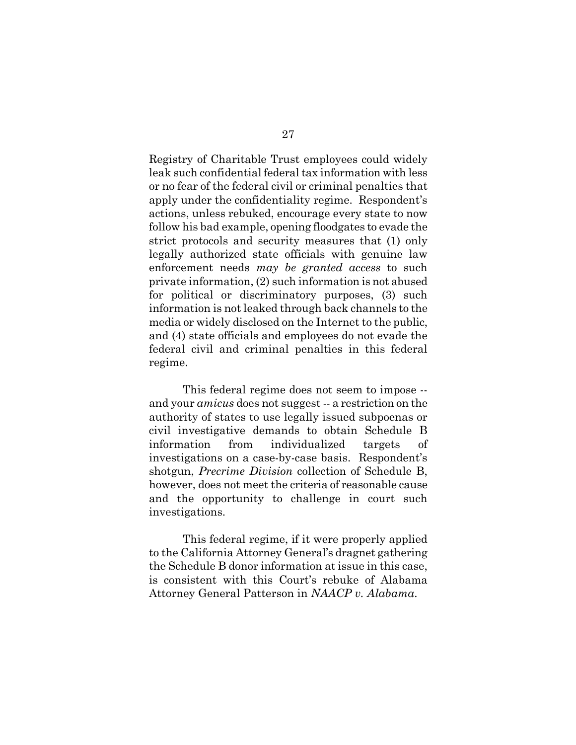Registry of Charitable Trust employees could widely leak such confidential federal tax information with less or no fear of the federal civil or criminal penalties that apply under the confidentiality regime. Respondent's actions, unless rebuked, encourage every state to now follow his bad example, opening floodgates to evade the strict protocols and security measures that (1) only legally authorized state officials with genuine law enforcement needs *may be granted access* to such private information, (2) such information is not abused for political or discriminatory purposes, (3) such information is not leaked through back channels to the media or widely disclosed on the Internet to the public, and (4) state officials and employees do not evade the federal civil and criminal penalties in this federal regime.

This federal regime does not seem to impose -- and your *amicus* does not suggest -- a restriction on the authority of states to use legally issued subpoenas or civil investigative demands to obtain Schedule B information from individualized targets of investigations on a case-by-case basis. Respondent's shotgun, *Precrime Division* collection of Schedule B, however, does not meet the criteria of reasonable cause and the opportunity to challenge in court such investigations.

This federal regime, if it were properly applied to the California Attorney General's dragnet gathering the Schedule B donor information at issue in this case, is consistent with this Court's rebuke of Alabama Attorney General Patterson in *NAACP v. Alabama*.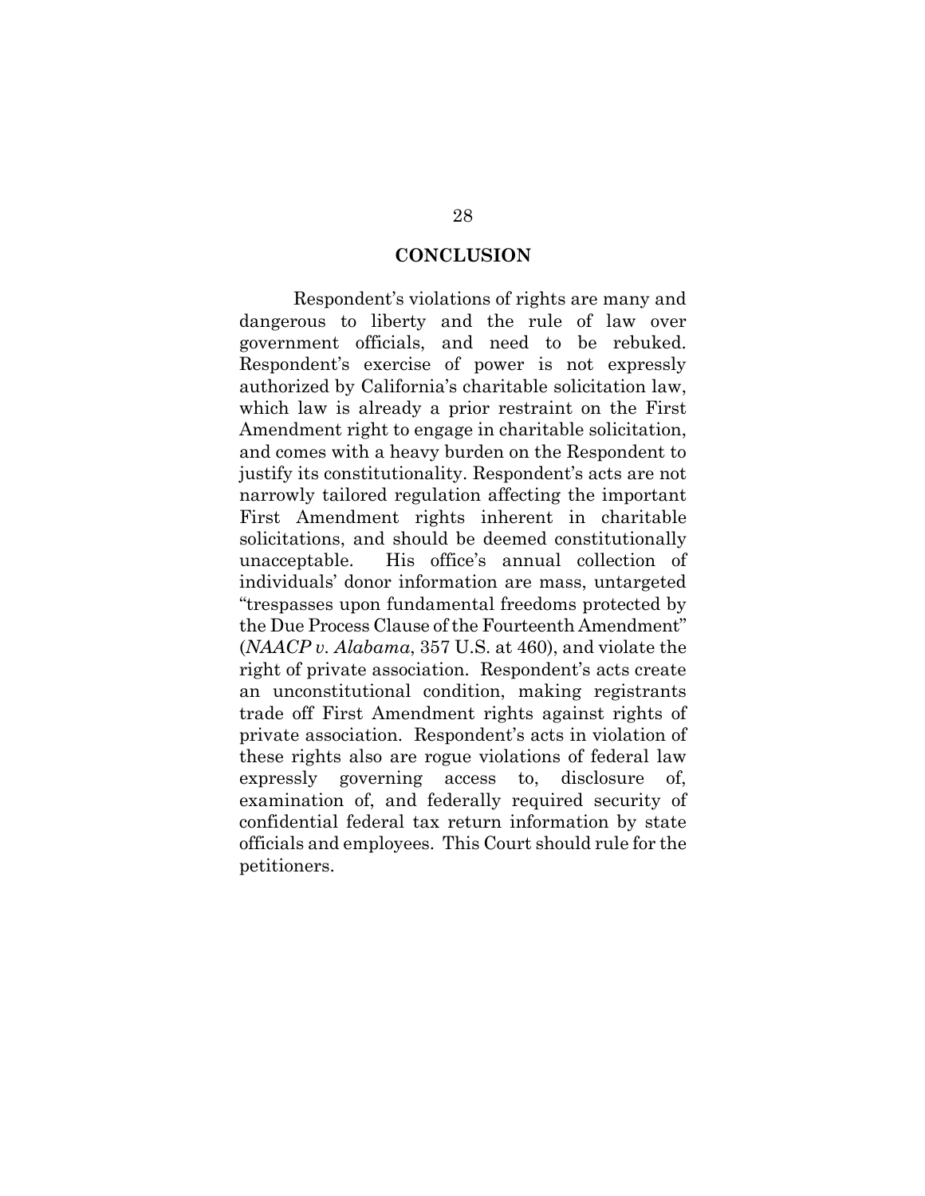## CONCLUSION

Respondent's violations of rights are many and dangerous to liberty and the rule of law over government officials, and need to be rebuked. Respondent's exercise of power is not expressly authorized by California's charitable solicitation law, which law is already a prior restraint on the First Amendment right to engage in charitable solicitation, and comes with a heavy burden on the Respondent to justify its constitutionality. Respondent's acts are not narrowly tailored regulation affecting the important First Amendment rights inherent in charitable solicitations, and should be deemed constitutionally unacceptable. His office's annual collection of individuals' donor information are mass, untargeted "trespasses upon fundamental freedoms protected by the Due Process Clause of the Fourteenth Amendment" (*NAACP v. Alabama*, 357 U.S. at 460), and violate the right of private association. Respondent's acts create an unconstitutional condition, making registrants trade off First Amendment rights against rights of private association. Respondent's acts in violation of these rights also are rogue violations of federal law expressly governing access to, disclosure of, examination of, and federally required security of confidential federal tax return information by state officials and employees. This Court should rule for the petitioners.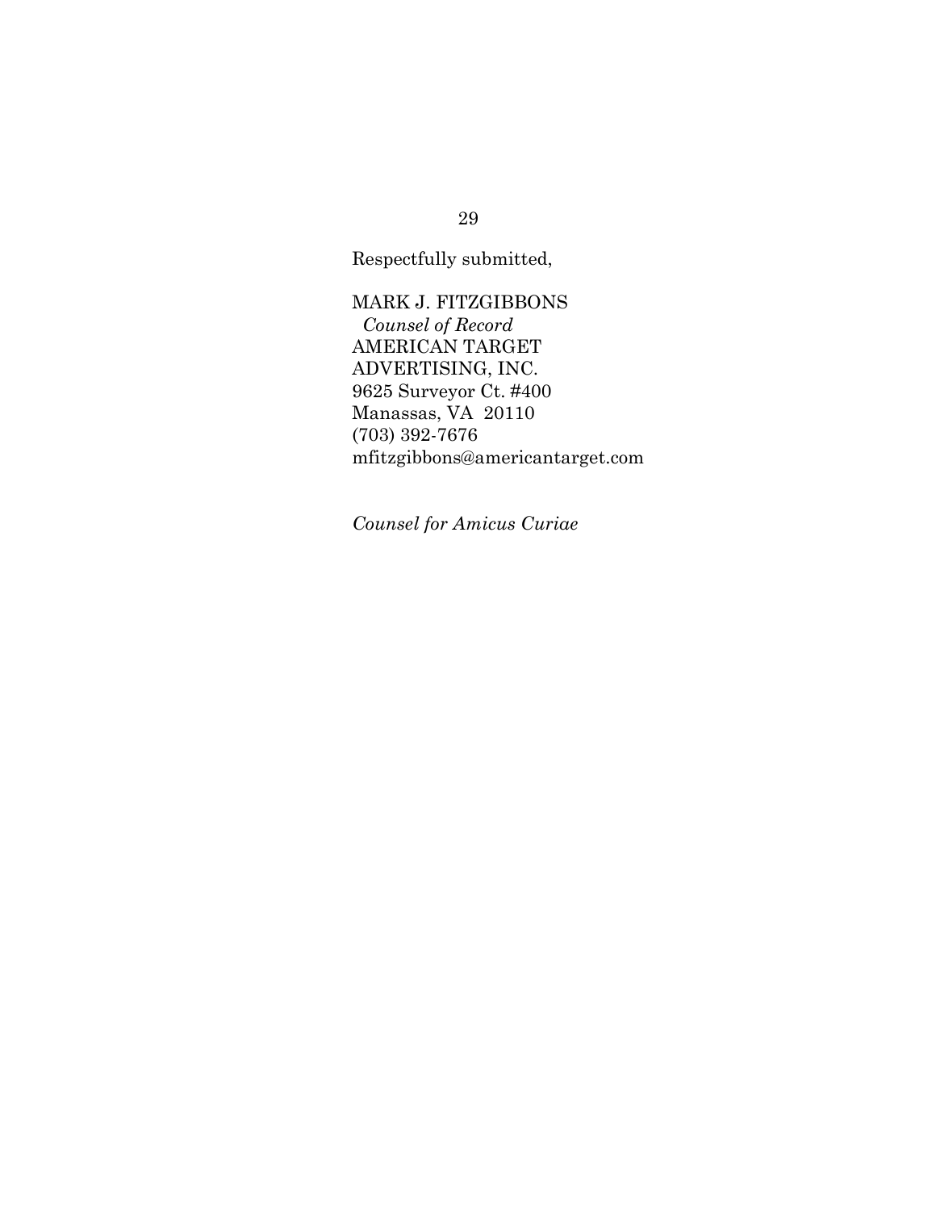Respectfully submitted,

MARK J. FITZGIBBONS  
*Counsel of Record*  
AMERICAN TARGET  
ADVERTISING, INC.  
9625 Surveyor Ct. #400  
Manassas, VA 20110  
(703) 392-7676  
mfitzgibbons@americantarget.com

*Counsel for Amicus Curiae*